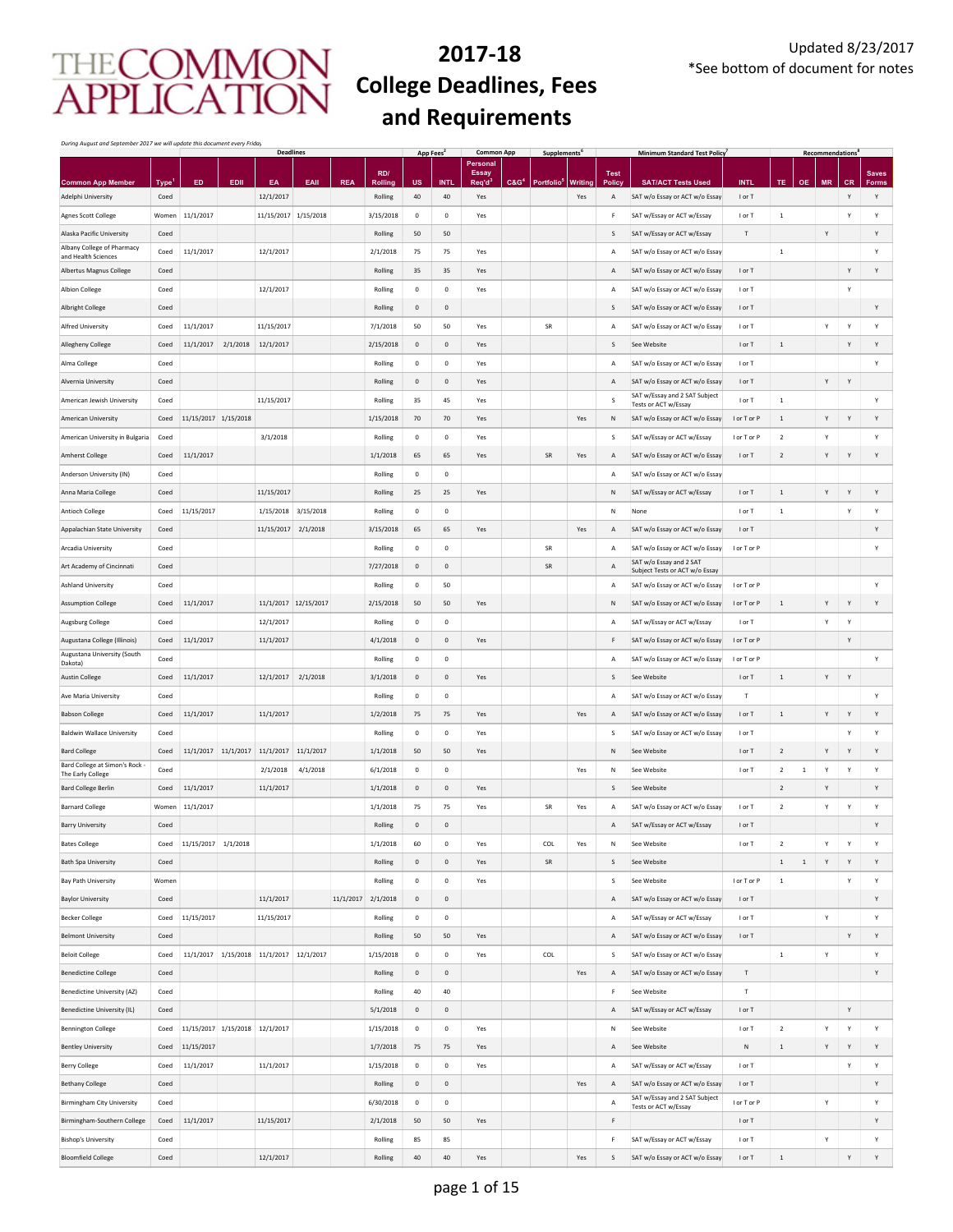# THE COMMON APPLICATION

# 2017-18 College Deadlines, Fees and Requirements

Updated 8/23/2017
*See bottom of document for notes

*During August and September 2017 we will update this document every Friday*

| | | Deadlines | | | | | | App Fees[2] | | Common App | | Supplements[6] | | Minimum Standard Test Policy[7] | | | Recommendations[8] | | | | |
|---|---|---|---|---|---|---|---|---|---|---|---|---|---|---|---|---|---|---|---|---|---|
| Common App Member | Type[1] | ED | EDII | EA | EAII | REA | RD/ Rolling | US | INTL | Personal Essay Req'd[3] | C&G[4] | Portfolio[5] | Writing | Test Policy | SAT/ACT Tests Used | INTL | TE | OE | MR | CR | Saves Forms |
| Adelphi University | Coed | | | 12/1/2017 | | | Rolling | 40 | 40 | Yes | | | Yes | A | SAT w/o Essay or ACT w/o Essay | I or T | | | | Y | Y |
| Agnes Scott College | Women | 11/1/2017 | | 11/15/2017 | 1/15/2018 | | 3/15/2018 | 0 | 0 | Yes | | | | F | SAT w/Essay or ACT w/Essay | I or T | 1 | | | Y | Y |
| Alaska Pacific University | Coed | | | | | | Rolling | 50 | 50 | | | | | S | SAT w/Essay or ACT w/Essay | T | | | Y | | Y |
| Albany College of Pharmacy and Health Sciences | Coed | 11/1/2017 | | 12/1/2017 | | | 2/1/2018 | 75 | 75 | Yes | | | | A | SAT w/o Essay or ACT w/o Essay | | 1 | | | | Y |
| Albertus Magnus College | Coed | | | | | | Rolling | 35 | 35 | Yes | | | | A | SAT w/o Essay or ACT w/o Essay | I or T | | | | Y | Y |
| Albion College | Coed | | | 12/1/2017 | | | Rolling | 0 | 0 | Yes | | | | A | SAT w/o Essay or ACT w/o Essay | I or T | | | | Y | |
| Albright College | Coed | | | | | | Rolling | 0 | 0 | | | | | S | SAT w/o Essay or ACT w/o Essay | I or T | | | | | Y |
| Alfred University | Coed | 11/1/2017 | | 11/15/2017 | | | 7/1/2018 | 50 | 50 | Yes | | SR | | A | SAT w/o Essay or ACT w/o Essay | I or T | | | Y | Y | Y |
| Allegheny College | Coed | 11/1/2017 | 2/1/2018 | 12/1/2017 | | | 2/15/2018 | 0 | 0 | Yes | | | | S | See Website | I or T | 1 | | | Y | Y |
| Alma College | Coed | | | | | | Rolling | 0 | 0 | Yes | | | | A | SAT w/o Essay or ACT w/o Essay | I or T | | | | | Y |
| Alvernia University | Coed | | | | | | Rolling | 0 | 0 | Yes | | | | A | SAT w/o Essay or ACT w/o Essay | I or T | | | Y | Y | |
| American Jewish University | Coed | | | 11/15/2017 | | | Rolling | 35 | 45 | Yes | | | | S | SAT w/Essay and 2 SAT Subject Tests or ACT w/Essay | I or T | 1 | | | | Y |
| American University | Coed | 11/15/2017 | 1/15/2018 | | | | 1/15/2018 | 70 | 70 | Yes | | | Yes | N | SAT w/o Essay or ACT w/o Essay | I or T or P | 1 | | Y | Y | Y |
| American University in Bulgaria | Coed | | | 3/1/2018 | | | Rolling | 0 | 0 | Yes | | | | S | SAT w/Essay or ACT w/Essay | I or T or P | 2 | | Y | | Y |
| Amherst College | Coed | 11/1/2017 | | | | | 1/1/2018 | 65 | 65 | Yes | | SR | Yes | A | SAT w/o Essay or ACT w/o Essay | I or T | 2 | | Y | Y | Y |
| Anderson University (IN) | Coed | | | | | | Rolling | 0 | 0 | | | | | A | SAT w/o Essay or ACT w/o Essay | | | | | | |
| Anna Maria College | Coed | | | 11/15/2017 | | | Rolling | 25 | 25 | Yes | | | | N | SAT w/Essay or ACT w/Essay | I or T | 1 | | Y | Y | Y |
| Antioch College | Coed | 11/15/2017 | | 1/15/2018 | 3/15/2018 | | Rolling | 0 | 0 | | | | | N | None | I or T | 1 | | | Y | Y |
| Appalachian State University | Coed | | | 11/15/2017 | 2/1/2018 | | 3/15/2018 | 65 | 65 | Yes | | | Yes | A | SAT w/o Essay or ACT w/o Essay | I or T | | | | | Y |
| Arcadia University | Coed | | | | | | Rolling | 0 | 0 | | | SR | | A | SAT w/o Essay or ACT w/o Essay | I or T or P | | | | | Y |
| Art Academy of Cincinnati | Coed | | | | | | 7/27/2018 | 0 | 0 | | | SR | | A | SAT w/o Essay and 2 SAT Subject Tests or ACT w/o Essay | | | | | | |
| Ashland University | Coed | | | | | | Rolling | 0 | 50 | | | | | A | SAT w/o Essay or ACT w/o Essay | I or T or P | | | | | Y |
| Assumption College | Coed | 11/1/2017 | | 11/1/2017 | 12/15/2017 | | 2/15/2018 | 50 | 50 | Yes | | | | N | SAT w/o Essay or ACT w/o Essay | I or T or P | 1 | | Y | Y | Y |
| Augsburg College | Coed | | | 12/1/2017 | | | Rolling | 0 | 0 | | | | | A | SAT w/Essay or ACT w/Essay | I or T | | | Y | Y | |
| Augustana College (Illinois) | Coed | 11/1/2017 | | 11/1/2017 | | | 4/1/2018 | 0 | 0 | Yes | | | | F | SAT w/o Essay or ACT w/o Essay | I or T or P | | | | Y | |
| Augustana University (South Dakota) | Coed | | | | | | Rolling | 0 | 0 | | | | | A | SAT w/o Essay or ACT w/o Essay | I or T or P | | | | | Y |
| Austin College | Coed | 11/1/2017 | | 12/1/2017 | 2/1/2018 | | 3/1/2018 | 0 | 0 | Yes | | | | S | See Website | I or T | 1 | | Y | Y | |
| Ave Maria University | Coed | | | | | | Rolling | 0 | 0 | | | | | A | SAT w/o Essay or ACT w/o Essay | T | | | | | Y |
| Babson College | Coed | 11/1/2017 | | 11/1/2017 | | | 1/2/2018 | 75 | 75 | Yes | | | Yes | A | SAT w/o Essay or ACT w/o Essay | I or T | 1 | | Y | Y | Y |
| Baldwin Wallace University | Coed | | | | | | Rolling | 0 | 0 | Yes | | | | S | SAT w/o Essay or ACT w/o Essay | I or T | | | | Y | Y |
| Bard College | Coed | 11/1/2017 | 11/1/2017 | 11/1/2017 | 11/1/2017 | | 1/1/2018 | 50 | 50 | Yes | | | | N | See Website | I or T | 2 | | Y | Y | Y |
| Bard College at Simon's Rock - The Early College | Coed | | | 2/1/2018 | 4/1/2018 | | 6/1/2018 | 0 | 0 | | | | Yes | N | See Website | I or T | 2 | 1 | Y | Y | Y |
| Bard College Berlin | Coed | 11/1/2017 | | 11/1/2017 | | | 1/1/2018 | 0 | 0 | Yes | | | | S | See Website | | 2 | | Y | | Y |
| Barnard College | Women | 11/1/2017 | | | | | 1/1/2018 | 75 | 75 | Yes | | SR | Yes | A | SAT w/o Essay or ACT w/o Essay | I or T | 2 | | Y | Y | Y |
| Barry University | Coed | | | | | | Rolling | 0 | 0 | | | | | A | SAT w/Essay or ACT w/Essay | I or T | | | | | Y |
| Bates College | Coed | 11/15/2017 | 1/1/2018 | | | | 1/1/2018 | 60 | 0 | Yes | | COL | Yes | N | See Website | I or T | 2 | | Y | Y | Y |
| Bath Spa University | Coed | | | | | | Rolling | 0 | 0 | Yes | | SR | | S | See Website | | 1 | 1 | Y | Y | Y |
| Bay Path University | Women | | | | | | Rolling | 0 | 0 | Yes | | | | S | See Website | I or T or P | 1 | | | Y | Y |
| Baylor University | Coed | | | 11/1/2017 | | 11/1/2017 | 2/1/2018 | 0 | 0 | | | | | A | SAT w/o Essay or ACT w/o Essay | I or T | | | | | Y |
| Becker College | Coed | 11/15/2017 | | 11/15/2017 | | | Rolling | 0 | 0 | | | | | A | SAT w/Essay or ACT w/Essay | I or T | | | Y | | Y |
| Belmont University | Coed | | | | | | Rolling | 50 | 50 | Yes | | | | A | SAT w/o Essay or ACT w/o Essay | I or T | | | | Y | Y |
| Beloit College | Coed | 11/1/2017 | 1/15/2018 | 11/1/2017 | 12/1/2017 | | 1/15/2018 | 0 | 0 | Yes | | COL | | S | SAT w/Essay or ACT w/o Essay | | 1 | | Y | | Y |
| Benedictine College | Coed | | | | | | Rolling | 0 | 0 | | | | Yes | A | SAT w/o Essay or ACT w/o Essay | T | | | | | Y |
| Benedictine University (AZ) | Coed | | | | | | Rolling | 40 | 40 | | | | | F | See Website | T | | | | | |
| Benedictine University (IL) | Coed | | | | | | 5/1/2018 | 0 | 0 | | | | | A | SAT w/Essay or ACT w/Essay | I or T | | | | Y | |
| Bennington College | Coed | 11/15/2017 | 1/15/2018 | 12/1/2017 | | | 1/15/2018 | 0 | 0 | Yes | | | | N | See Website | I or T | 2 | | Y | Y | Y |
| Bentley University | Coed | 11/15/2017 | | | | | 1/7/2018 | 75 | 75 | Yes | | | | A | See Website | N | 1 | | Y | Y | Y |
| Berry College | Coed | 11/1/2017 | | 11/1/2017 | | | 1/15/2018 | 0 | 0 | Yes | | | | A | SAT w/Essay or ACT w/Essay | I or T | | | | Y | Y |
| Bethany College | Coed | | | | | | Rolling | 0 | 0 | | | | Yes | A | SAT w/Essay or ACT w/o Essay | I or T | | | | | Y |
| Birmingham City University | Coed | | | | | | 6/30/2018 | 0 | 0 | | | | | A | SAT w/Essay and 2 SAT Subject Tests or ACT w/Essay | I or T or P | | | Y | | Y |
| Birmingham-Southern College | Coed | 11/1/2017 | | 11/15/2017 | | | 2/1/2018 | 50 | 50 | Yes | | | | F | | I or T | | | | | Y |
| Bishop's University | Coed | | | | | | Rolling | 85 | 85 | | | | | F | SAT w/Essay or ACT w/Essay | I or T | | | Y | | Y |
| Bloomfield College | Coed | | | 12/1/2017 | | | Rolling | 40 | 40 | Yes | | | Yes | S | SAT w/Essay or ACT w/o Essay | I or T | 1 | | | Y | Y |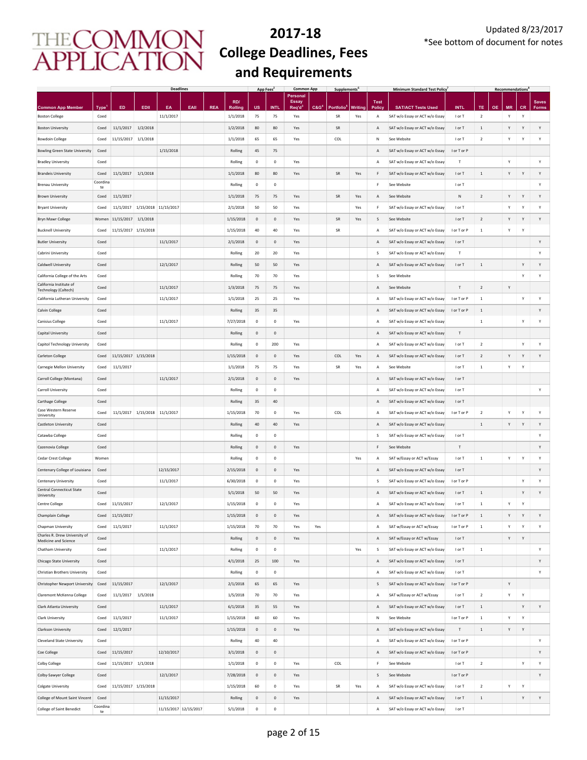# 2017-18 College Deadlines, Fees and Requirements

Updated 8/23/2017
*See bottom of document for notes

| | | Deadlines | | | | | | App Fees[2] | | Common App | | Supplements[6] | | Minimum Standard Test Policy[7] | | | Recommendations[8] | | | | |
|---|---|---|---|---|---|---|---|---|---|---|---|---|---|---|---|---|---|---|---|---|---|
| Common App Member | Type[1] | ED | EDII | EA | EAII | REA | RD/ Rolling | US | INTL | Personal Essay Req'd[3] | C&G[4] | Portfolio[5] | Writing | Test Policy | SAT/ACT Tests Used | INTL | TE | OE | MR | CR | Saves Forms |
| Boston College | Coed | | | 11/1/2017 | | | 1/1/2018 | 75 | 75 | Yes | | SR | Yes | A | SAT w/o Essay or ACT w/o Essay | I or T | 2 | | Y | Y | |
| Boston University | Coed | 11/1/2017 | 1/2/2018 | | | | 1/2/2018 | 80 | 80 | Yes | | SR | | A | SAT w/o Essay or ACT w/o Essay | I or T | 1 | | Y | Y | Y |
| Bowdoin College | Coed | 11/15/2017 | 1/1/2018 | | | | 1/1/2018 | 65 | 65 | Yes | | COL | | N | See Website | I or T | 2 | | Y | Y | Y |
| Bowling Green State University | Coed | | | 1/15/2018 | | | Rolling | 45 | 75 | | | | | A | SAT w/o Essay or ACT w/o Essay | I or T or P | | | | | |
| Bradley University | Coed | | | | | | Rolling | 0 | 0 | Yes | | | | A | SAT w/o Essay or ACT w/o Essay | T | | | Y | | Y |
| Brandeis University | Coed | 11/1/2017 | 1/1/2018 | | | | 1/1/2018 | 80 | 80 | Yes | | SR | Yes | F | SAT w/o Essay or ACT w/o Essay | I or T | 1 | | Y | Y | Y |
| Brenau University | Coordinate | | | | | | Rolling | 0 | 0 | | | | | F | See Website | I or T | | | | | Y |
| Brown University | Coed | 11/1/2017 | | | | | 1/1/2018 | 75 | 75 | Yes | | SR | Yes | A | See Website | N | 2 | | Y | Y | Y |
| Bryant University | Coed | 11/1/2017 | 1/15/2018 | 11/15/2017 | | | 2/1/2018 | 50 | 50 | Yes | | | Yes | F | SAT w/o Essay or ACT w/o Essay | I or T | | | Y | Y | Y |
| Bryn Mawr College | Women | 11/15/2017 | 1/1/2018 | | | | 1/15/2018 | 0 | 0 | Yes | | SR | Yes | S | See Website | I or T | 2 | | Y | Y | Y |
| Bucknell University | Coed | 11/15/2017 | 1/15/2018 | | | | 1/15/2018 | 40 | 40 | Yes | | SR | | A | SAT w/o Essay or ACT w/o Essay | I or T or P | 1 | | Y | Y | |
| Butler University | Coed | | | 11/1/2017 | | | 2/1/2018 | 0 | 0 | Yes | | | | A | SAT w/o Essay or ACT w/o Essay | I or T | | | | | Y |
| Cabrini University | Coed | | | | | | Rolling | 20 | 20 | Yes | | | | S | SAT w/o Essay or ACT w/o Essay | T | | | | | Y |
| Caldwell University | Coed | | | 12/1/2017 | | | Rolling | 50 | 50 | Yes | | | | A | SAT w/o Essay or ACT w/o Essay | I or T | 1 | | | Y | Y |
| California College of the Arts | Coed | | | | | | Rolling | 70 | 70 | Yes | | | | S | See Website | | | | | Y | Y |
| California Institute of Technology (Caltech) | Coed | | | 11/1/2017 | | | 1/3/2018 | 75 | 75 | Yes | | | | A | See Website | T | 2 | | Y | | |
| California Lutheran University | Coed | | | 11/1/2017 | | | 1/1/2018 | 25 | 25 | Yes | | | | A | SAT w/o Essay or ACT w/o Essay | I or T or P | 1 | | | Y | Y |
| Calvin College | Coed | | | | | | Rolling | 35 | 35 | | | | | A | SAT w/o Essay or ACT w/o Essay | I or T or P | 1 | | | | Y |
| Canisius College | Coed | | | 11/1/2017 | | | 7/27/2018 | 0 | 0 | Yes | | | | A | SAT w/o Essay or ACT w/o Essay | | 1 | | | Y | Y |
| Capital University | Coed | | | | | | Rolling | 0 | 0 | | | | | A | SAT w/o Essay or ACT w/o Essay | T | | | | | |
| Capitol Technology University | Coed | | | | | | Rolling | 0 | 200 | Yes | | | | A | SAT w/o Essay or ACT w/o Essay | I or T | 2 | | | Y | Y |
| Carleton College | Coed | 11/15/2017 | 1/15/2018 | | | | 1/15/2018 | 0 | 0 | Yes | | COL | Yes | A | SAT w/o Essay or ACT w/o Essay | I or T | 2 | | Y | Y | Y |
| Carnegie Mellon University | Coed | 11/1/2017 | | | | | 1/1/2018 | 75 | 75 | Yes | | SR | Yes | A | See Website | I or T | 1 | | Y | Y | |
| Carroll College (Montana) | Coed | | | 11/1/2017 | | | 2/1/2018 | 0 | 0 | Yes | | | | A | SAT w/o Essay or ACT w/o Essay | I or T | | | | | |
| Carroll University | Coed | | | | | | Rolling | 0 | 0 | | | | | A | SAT w/o Essay or ACT w/o Essay | I or T | | | | | Y |
| Carthage College | Coed | | | | | | Rolling | 35 | 40 | | | | | A | SAT w/o Essay or ACT w/o Essay | I or T | | | | | |
| Case Western Reserve University | Coed | 11/1/2017 | 1/15/2018 | 11/1/2017 | | | 1/15/2018 | 70 | 0 | Yes | | COL | | A | SAT w/o Essay or ACT w/o Essay | I or T or P | 2 | | Y | Y | Y |
| Castleton University | Coed | | | | | | Rolling | 40 | 40 | Yes | | | | A | SAT w/o Essay or ACT w/o Essay | | 1 | | Y | Y | Y |
| Catawba College | Coed | | | | | | Rolling | 0 | 0 | | | | | S | SAT w/o Essay or ACT w/o Essay | I or T | | | | | Y |
| Cazenovia College | Coed | | | | | | Rolling | 0 | 0 | Yes | | | | F | See Website | T | | | | | Y |
| Cedar Crest College | Women | | | | | | Rolling | 0 | 0 | | | | Yes | A | SAT w/Essay or ACT w/Essay | I or T | 1 | | Y | Y | Y |
| Centenary College of Louisiana | Coed | | | 12/15/2017 | | | 2/15/2018 | 0 | 0 | Yes | | | | A | SAT w/o Essay or ACT w/o Essay | I or T | | | | | Y |
| Centenary University | Coed | | | 11/1/2017 | | | 6/30/2018 | 0 | 0 | Yes | | | | S | SAT w/o Essay or ACT w/o Essay | I or T or P | | | | Y | Y |
| Central Connecticut State University | Coed | | | | | | 5/1/2018 | 50 | 50 | Yes | | | | A | SAT w/o Essay or ACT w/o Essay | I or T | 1 | | | Y | Y |
| Centre College | Coed | 11/15/2017 | | 12/1/2017 | | | 1/15/2018 | 0 | 0 | Yes | | | | A | SAT w/o Essay or ACT w/o Essay | I or T | 1 | | Y | Y | |
| Champlain College | Coed | 11/15/2017 | | | | | 1/15/2018 | 0 | 0 | Yes | | | | A | SAT w/o Essay or ACT w/o Essay | I or T or P | 1 | | Y | Y | Y |
| Chapman University | Coed | 11/1/2017 | | 11/1/2017 | | | 1/15/2018 | 70 | 70 | Yes | Yes | | | A | SAT w/Essay or ACT w/Essay | I or T or P | 1 | | Y | Y | Y |
| Charles R. Drew University of Medicine and Science | Coed | | | | | | Rolling | 0 | 0 | Yes | | | | A | SAT w/Essay or ACT w/Essay | I or T | | | Y | Y | |
| Chatham University | Coed | | | 11/1/2017 | | | Rolling | 0 | 0 | | | | Yes | S | SAT w/o Essay or ACT w/o Essay | I or T | 1 | | | | Y |
| Chicago State University | Coed | | | | | | 4/1/2018 | 25 | 100 | Yes | | | | A | SAT w/o Essay or ACT w/o Essay | I or T | | | | | Y |
| Christian Brothers University | Coed | | | | | | Rolling | 0 | 0 | | | | | A | SAT w/o Essay or ACT w/o Essay | I or T | | | | | Y |
| Christopher Newport University | Coed | 11/15/2017 | | 12/1/2017 | | | 2/1/2018 | 65 | 65 | Yes | | | | S | SAT w/o Essay or ACT w/o Essay | I or T or P | | | Y | | |
| Claremont McKenna College | Coed | 11/1/2017 | 1/5/2018 | | | | 1/5/2018 | 70 | 70 | Yes | | | | A | SAT w/Essay or ACT w/Essay | I or T | 2 | | Y | Y | |
| Clark Atlanta University | Coed | | | 11/1/2017 | | | 6/1/2018 | 35 | 55 | Yes | | | | A | SAT w/o Essay or ACT w/o Essay | I or T | 1 | | | Y | Y |
| Clark University | Coed | 11/1/2017 | | 11/1/2017 | | | 1/15/2018 | 60 | 60 | Yes | | | | N | See Website | I or T or P | 1 | | Y | Y | |
| Clarkson University | Coed | 12/1/2017 | | | | | 1/15/2018 | 0 | 0 | Yes | | | | A | SAT w/o Essay or ACT w/o Essay | T | 1 | | Y | Y | |
| Cleveland State University | Coed | | | | | | Rolling | 40 | 40 | | | | | A | SAT w/o Essay or ACT w/o Essay | I or T or P | | | | | Y |
| Coe College | Coed | 11/15/2017 | | 12/10/2017 | | | 3/1/2018 | 0 | 0 | | | | | A | SAT w/o Essay or ACT w/o Essay | I or T or P | | | | | Y |
| Colby College | Coed | 11/15/2017 | 1/1/2018 | | | | 1/1/2018 | 0 | 0 | Yes | | COL | | F | See Website | I or T | 2 | | | Y | Y |
| Colby-Sawyer College | Coed | | | 12/1/2017 | | | 7/28/2018 | 0 | 0 | Yes | | | | S | See Website | I or T or P | | | | | Y |
| Colgate University | Coed | 11/15/2017 | 1/15/2018 | | | | 1/15/2018 | 60 | 0 | Yes | | SR | Yes | A | SAT w/o Essay or ACT w/o Essay | I or T | 2 | | Y | Y | |
| College of Mount Saint Vincent | Coed | | | 11/15/2017 | | | Rolling | 0 | 0 | Yes | | | | A | SAT w/o Essay or ACT w/o Essay | I or T | 1 | | | Y | Y |
| College of Saint Benedict | Coordinate | | | 11/15/2017 | 12/15/2017 | | 5/1/2018 | 0 | 0 | | | | | A | SAT w/o Essay or ACT w/o Essay | I or T | | | | | |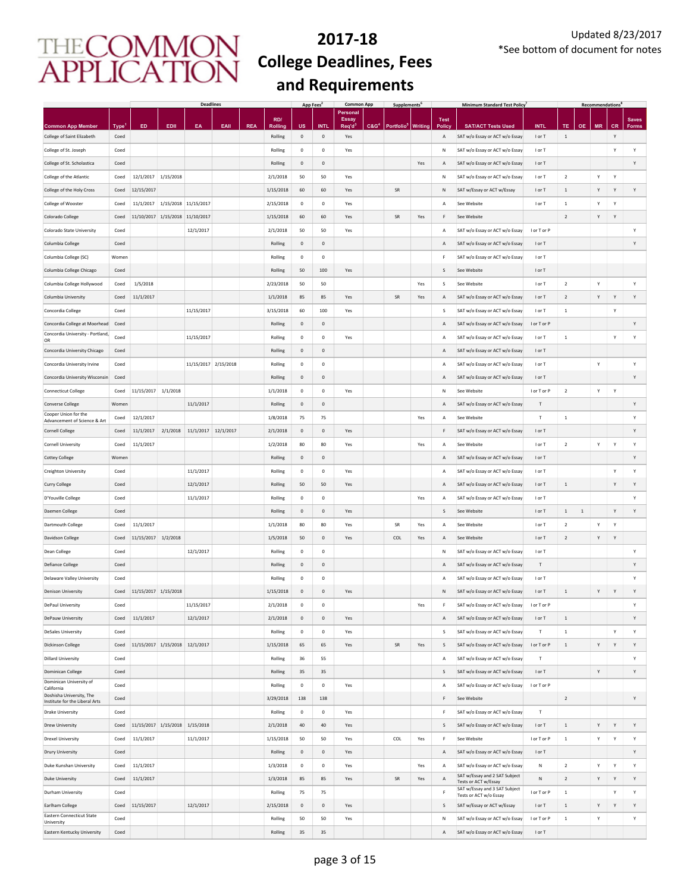# THE COMMON APPLICATION

# 2017-18 College Deadlines, Fees and Requirements

Updated 8/23/2017
*See bottom of document for notes

| | | Deadlines | | | | | | App Fees[2] | | Common App | | Supplements[6] | | | Minimum Standard Test Policy[7] | | Recommendations[8] | | | | |
|---|---|---|---|---|---|---|---|---|---|---|---|---|---|---|---|---|---|---|---|---|---|
| Common App Member | Type[1] | ED | EDII | EA | EAII | REA | RD/ Rolling | US | INTL | Personal Essay Req'd[3] | C&G[4] | Portfolio[5] | Writing | Test Policy | SAT/ACT Tests Used | INTL | TE | OE | MR | CR | Saves Forms |
| College of Saint Elizabeth | Coed | | | | | | Rolling | 0 | 0 | Yes | | | | A | SAT w/o Essay or ACT w/o Essay | I or T | 1 | | | Y | |
| College of St. Joseph | Coed | | | | | | Rolling | 0 | 0 | Yes | | | | N | SAT w/o Essay or ACT w/o Essay | I or T | | | | Y | Y |
| College of St. Scholastica | Coed | | | | | | Rolling | 0 | 0 | | | | Yes | A | SAT w/o Essay or ACT w/o Essay | I or T | | | | | Y |
| College of the Atlantic | Coed | 12/1/2017 | 1/15/2018 | | | | 2/1/2018 | 50 | 50 | Yes | | | | N | SAT w/o Essay or ACT w/o Essay | I or T | 2 | | Y | Y | |
| College of the Holy Cross | Coed | 12/15/2017 | | | | | 1/15/2018 | 60 | 60 | Yes | | SR | | N | SAT w/Essay or ACT w/Essay | I or T | 1 | | Y | Y | Y |
| College of Wooster | Coed | 11/1/2017 | 1/15/2018 | 11/15/2017 | | | 2/15/2018 | 0 | 0 | Yes | | | | A | See Website | I or T | 1 | | Y | Y | |
| Colorado College | Coed | 11/10/2017 | 1/15/2018 | 11/10/2017 | | | 1/15/2018 | 60 | 60 | Yes | | SR | Yes | F | See Website | | 2 | | Y | Y | |
| Colorado State University | Coed | | | 12/1/2017 | | | 2/1/2018 | 50 | 50 | Yes | | | | A | SAT w/o Essay or ACT w/o Essay | I or T or P | | | | | Y |
| Columbia College | Coed | | | | | | Rolling | 0 | 0 | | | | | A | SAT w/o Essay or ACT w/o Essay | I or T | | | | | Y |
| Columbia College (SC) | Women | | | | | | Rolling | 0 | 0 | | | | | F | SAT w/o Essay or ACT w/o Essay | I or T | | | | | |
| Columbia College Chicago | Coed | | | | | | Rolling | 50 | 100 | Yes | | | | S | See Website | I or T | | | | | |
| Columbia College Hollywood | Coed | 1/5/2018 | | | | | 2/23/2018 | 50 | 50 | | | | Yes | S | See Website | I or T | 2 | | Y | | Y |
| Columbia University | Coed | 11/1/2017 | | | | | 1/1/2018 | 85 | 85 | Yes | | SR | Yes | A | SAT w/o Essay or ACT w/o Essay | I or T | 2 | | Y | Y | Y |
| Concordia College | Coed | | | 11/15/2017 | | | 3/15/2018 | 60 | 100 | Yes | | | | S | SAT w/o Essay or ACT w/o Essay | I or T | 1 | | | Y | |
| Concordia College at Moorhead | Coed | | | | | | Rolling | 0 | 0 | | | | | A | SAT w/o Essay or ACT w/o Essay | I or T or P | | | | | Y |
| Concordia University - Portland, OR | Coed | | | 11/15/2017 | | | Rolling | 0 | 0 | Yes | | | | A | SAT w/o Essay or ACT w/o Essay | I or T | 1 | | | Y | Y |
| Concordia University Chicago | Coed | | | | | | Rolling | 0 | 0 | | | | | A | SAT w/o Essay or ACT w/o Essay | I or T | | | | | |
| Concordia University Irvine | Coed | | | 11/15/2017 | 2/15/2018 | | Rolling | 0 | 0 | | | | | A | SAT w/o Essay or ACT w/o Essay | I or T | | | Y | | Y |
| Concordia University Wisconsin | Coed | | | | | | Rolling | 0 | 0 | | | | | A | SAT w/o Essay or ACT w/o Essay | I or T | | | | | Y |
| Connecticut College | Coed | 11/15/2017 | 1/1/2018 | | | | 1/1/2018 | 0 | 0 | Yes | | | | N | See Website | I or T or P | 2 | | Y | Y | |
| Converse College | Women | | | 11/1/2017 | | | Rolling | 0 | 0 | | | | | A | SAT w/o Essay or ACT w/o Essay | T | | | | | Y |
| Cooper Union for the Advancement of Science & Art | Coed | 12/1/2017 | | | | | 1/8/2018 | 75 | 75 | | | | Yes | A | See Website | T | 1 | | | | Y |
| Cornell College | Coed | 11/1/2017 | 2/1/2018 | 11/1/2017 | 12/1/2017 | | 2/1/2018 | 0 | 0 | Yes | | | | F | SAT w/o Essay or ACT w/o Essay | I or T | | | | | Y |
| Cornell University | Coed | 11/1/2017 | | | | | 1/2/2018 | 80 | 80 | Yes | | | Yes | A | See Website | I or T | 2 | | Y | Y | Y |
| Cottey College | Women | | | | | | Rolling | 0 | 0 | | | | | A | SAT w/o Essay or ACT w/o Essay | I or T | | | | | Y |
| Creighton University | Coed | | | 11/1/2017 | | | Rolling | 0 | 0 | Yes | | | | A | SAT w/o Essay or ACT w/o Essay | I or T | | | | Y | Y |
| Curry College | Coed | | | 12/1/2017 | | | Rolling | 50 | 50 | Yes | | | | A | SAT w/o Essay or ACT w/o Essay | I or T | 1 | | | Y | Y |
| D'Youville College | Coed | | | 11/1/2017 | | | Rolling | 0 | 0 | | | | Yes | A | SAT w/o Essay or ACT w/o Essay | I or T | | | | | Y |
| Daemen College | Coed | | | | | | Rolling | 0 | 0 | Yes | | | | S | See Website | I or T | 1 | 1 | | Y | Y |
| Dartmouth College | Coed | 11/1/2017 | | | | | 1/1/2018 | 80 | 80 | Yes | | SR | Yes | A | See Website | I or T | 2 | | Y | Y | |
| Davidson College | Coed | 11/15/2017 | 1/2/2018 | | | | 1/5/2018 | 50 | 0 | Yes | | COL | Yes | A | See Website | I or T | 2 | | Y | Y | |
| Dean College | Coed | | | 12/1/2017 | | | Rolling | 0 | 0 | | | | | N | SAT w/o Essay or ACT w/o Essay | I or T | | | | | Y |
| Defiance College | Coed | | | | | | Rolling | 0 | 0 | | | | | A | SAT w/o Essay or ACT w/o Essay | T | | | | | Y |
| Delaware Valley University | Coed | | | | | | Rolling | 0 | 0 | | | | | A | SAT w/o Essay or ACT w/o Essay | I or T | | | | | Y |
| Denison University | Coed | 11/15/2017 | 1/15/2018 | | | | 1/15/2018 | 0 | 0 | Yes | | | | N | SAT w/o Essay or ACT w/o Essay | I or T | 1 | | Y | Y | Y |
| DePaul University | Coed | | | 11/15/2017 | | | 2/1/2018 | 0 | 0 | | | | Yes | F | SAT w/o Essay or ACT w/o Essay | I or T or P | | | | | Y |
| DePauw University | Coed | 11/1/2017 | | 12/1/2017 | | | 2/1/2018 | 0 | 0 | Yes | | | | A | SAT w/o Essay or ACT w/o Essay | I or T | 1 | | | | Y |
| DeSales University | Coed | | | | | | Rolling | 0 | 0 | Yes | | | | S | SAT w/o Essay or ACT w/o Essay | T | 1 | | | Y | Y |
| Dickinson College | Coed | 11/15/2017 | 1/15/2018 | 12/1/2017 | | | 1/15/2018 | 65 | 65 | Yes | | SR | Yes | S | SAT w/o Essay or ACT w/o Essay | I or T or P | 1 | | Y | Y | Y |
| Dillard University | Coed | | | | | | Rolling | 36 | 55 | | | | | A | SAT w/o Essay or ACT w/o Essay | T | | | | | Y |
| Dominican College | Coed | | | | | | Rolling | 35 | 35 | | | | | S | SAT w/o Essay or ACT w/o Essay | I or T | | | Y | | Y |
| Dominican University of California | Coed | | | | | | Rolling | 0 | 0 | Yes | | | | A | SAT w/o Essay or ACT w/o Essay | I or T or P | | | | | |
| Doshisha University, The Institute for the Liberal Arts | Coed | | | | | | 3/29/2018 | 138 | 138 | | | | | F | See Website | | 2 | | | | Y |
| Drake University | Coed | | | | | | Rolling | 0 | 0 | Yes | | | | F | SAT w/o Essay or ACT w/o Essay | T | | | | | |
| Drew University | Coed | 11/15/2017 | 1/15/2018 | 1/15/2018 | | | 2/1/2018 | 40 | 40 | Yes | | | | S | SAT w/o Essay or ACT w/o Essay | I or T | 1 | | Y | Y | Y |
| Drexel University | Coed | 11/1/2017 | | 11/1/2017 | | | 1/15/2018 | 50 | 50 | Yes | | COL | Yes | F | See Website | I or T or P | 1 | | Y | Y | Y |
| Drury University | Coed | | | | | | Rolling | 0 | 0 | Yes | | | | A | SAT w/o Essay or ACT w/o Essay | I or T | | | | | Y |
| Duke Kunshan University | Coed | 11/1/2017 | | | | | 1/3/2018 | 0 | 0 | Yes | | | Yes | A | SAT w/o Essay or ACT w/o Essay | N | 2 | | Y | Y | Y |
| Duke University | Coed | 11/1/2017 | | | | | 1/3/2018 | 85 | 85 | Yes | | SR | Yes | A | SAT w/Essay and 2 SAT Subject Tests or ACT w/Essay | N | 2 | | Y | Y | Y |
| Durham University | Coed | | | | | | Rolling | 75 | 75 | | | | | F | SAT w/Essay and 3 SAT Subject Tests or ACT w/o Essay | I or T or P | 1 | | | Y | Y |
| Earlham College | Coed | 11/15/2017 | | 12/1/2017 | | | 2/15/2018 | 0 | 0 | Yes | | | | S | SAT w/Essay or ACT w/Essay | I or T | 1 | | Y | Y | Y |
| Eastern Connecticut State University | Coed | | | | | | Rolling | 50 | 50 | Yes | | | | N | SAT w/o Essay or ACT w/o Essay | I or T or P | 1 | | Y | | Y |
| Eastern Kentucky University | Coed | | | | | | Rolling | 35 | 35 | | | | | A | SAT w/o Essay or ACT w/o Essay | I or T | | | | | |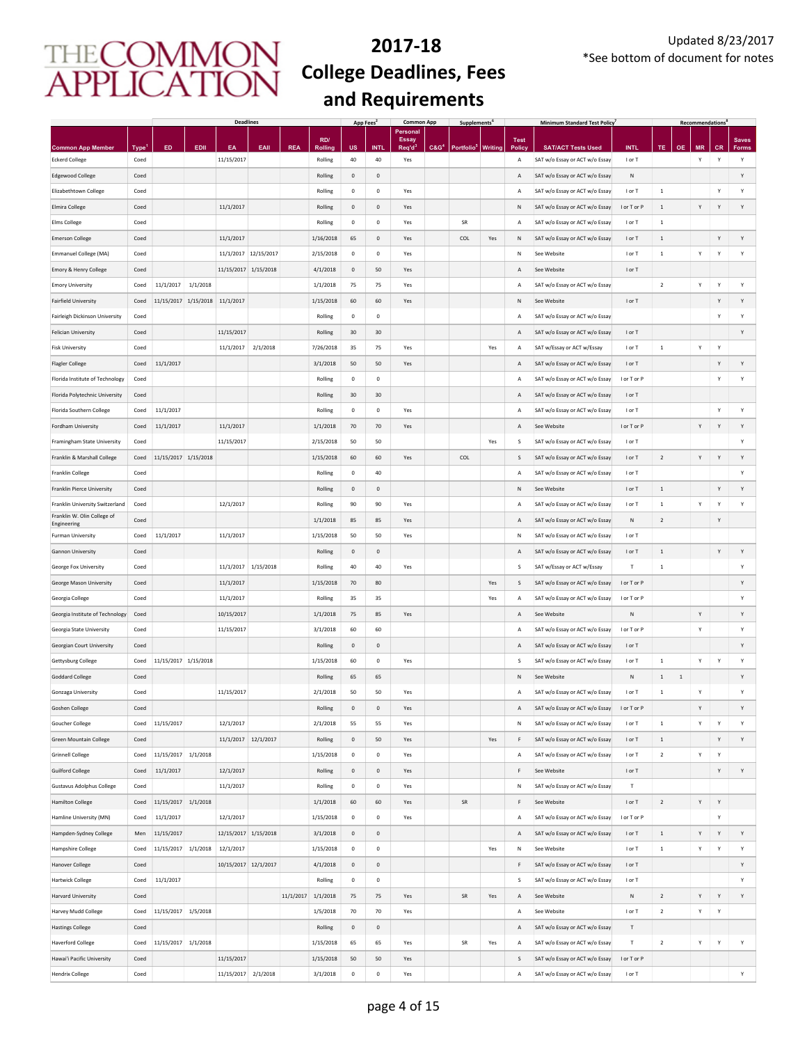# 2017-18 College Deadlines, Fees and Requirements

Updated 8/23/2017
*See bottom of document for notes

| | | Deadlines | | | | | | App Fees[2] | | Common App | | Supplements[6] | | Minimum Standard Test Policy[7] | | | Recommendations[8] | | | | |
|---|---|---|---|---|---|---|---|---|---|---|---|---|---|---|---|---|---|---|---|---|---|
| Common App Member | Type[1] | ED | EDII | EA | EAII | REA | RD/ Rolling | US | INTL | Personal Essay Req'd[3] | C&G[4] | Portfolio[5] | Writing | Test Policy | SAT/ACT Tests Used | INTL | TE | OE | MR | CR | Saves Forms |
| Eckerd College | Coed | | | 11/15/2017 | | | Rolling | 40 | 40 | Yes | | | | A | SAT w/o Essay or ACT w/o Essay | I or T | | | Y | Y | Y |
| Edgewood College | Coed | | | | | | Rolling | 0 | 0 | | | | | A | SAT w/o Essay or ACT w/o Essay | N | | | | | Y |
| Elizabethtown College | Coed | | | | | | Rolling | 0 | 0 | Yes | | | | A | SAT w/o Essay or ACT w/o Essay | I or T | 1 | | | Y | Y |
| Elmira College | Coed | | | 11/1/2017 | | | Rolling | 0 | 0 | Yes | | | | N | SAT w/o Essay or ACT w/o Essay | I or T or P | 1 | | Y | Y | Y |
| Elms College | Coed | | | | | | Rolling | 0 | 0 | Yes | | SR | | A | SAT w/o Essay or ACT w/o Essay | I or T | 1 | | | | |
| Emerson College | Coed | | | 11/1/2017 | | | 1/16/2018 | 65 | 0 | Yes | | COL | Yes | N | SAT w/o Essay or ACT w/o Essay | I or T | 1 | | | Y | Y |
| Emmanuel College (MA) | Coed | | | 11/1/2017 | 12/15/2017 | | 2/15/2018 | 0 | 0 | Yes | | | | N | See Website | I or T | 1 | | Y | Y | Y |
| Emory & Henry College | Coed | | | 11/15/2017 | 1/15/2018 | | 4/1/2018 | 0 | 50 | Yes | | | | A | See Website | I or T | | | | | |
| Emory University | Coed | 11/1/2017 | 1/1/2018 | | | | 1/1/2018 | 75 | 75 | Yes | | | | A | SAT w/o Essay or ACT w/o Essay | | 2 | | Y | Y | Y |
| Fairfield University | Coed | 11/15/2017 | 1/15/2018 | 11/1/2017 | | | 1/15/2018 | 60 | 60 | Yes | | | | N | See Website | I or T | | | | Y | Y |
| Fairleigh Dickinson University | Coed | | | | | | Rolling | 0 | 0 | | | | | A | SAT w/o Essay or ACT w/o Essay | | | | | Y | Y |
| Felician University | Coed | | | 11/15/2017 | | | Rolling | 30 | 30 | | | | | A | SAT w/o Essay or ACT w/o Essay | I or T | | | | | Y |
| Fisk University | Coed | | | 11/1/2017 | 2/1/2018 | | 7/26/2018 | 35 | 75 | Yes | | | Yes | A | SAT w/Essay or ACT w/Essay | I or T | 1 | | Y | Y | |
| Flagler College | Coed | 11/1/2017 | | | | | 3/1/2018 | 50 | 50 | Yes | | | | A | SAT w/o Essay or ACT w/o Essay | I or T | | | | Y | Y |
| Florida Institute of Technology | Coed | | | | | | Rolling | 0 | 0 | | | | | A | SAT w/o Essay or ACT w/o Essay | I or T or P | | | | Y | Y |
| Florida Polytechnic University | Coed | | | | | | Rolling | 30 | 30 | | | | | A | SAT w/o Essay or ACT w/o Essay | I or T | | | | | |
| Florida Southern College | Coed | 11/1/2017 | | | | | Rolling | 0 | 0 | Yes | | | | A | SAT w/o Essay or ACT w/o Essay | I or T | | | | Y | Y |
| Fordham University | Coed | 11/1/2017 | | 11/1/2017 | | | 1/1/2018 | 70 | 70 | Yes | | | | A | See Website | I or T or P | | | Y | Y | Y |
| Framingham State University | Coed | | | 11/15/2017 | | | 2/15/2018 | 50 | 50 | | | | Yes | S | SAT w/o Essay or ACT w/o Essay | I or T | | | | | Y |
| Franklin & Marshall College | Coed | 11/15/2017 | 1/15/2018 | | | | 1/15/2018 | 60 | 60 | Yes | | COL | | S | SAT w/o Essay or ACT w/o Essay | I or T | 2 | | Y | Y | Y |
| Franklin College | Coed | | | | | | Rolling | 0 | 40 | | | | | A | SAT w/o Essay or ACT w/o Essay | I or T | | | | | Y |
| Franklin Pierce University | Coed | | | | | | Rolling | 0 | 0 | | | | | N | See Website | I or T | 1 | | | Y | Y |
| Franklin University Switzerland | Coed | | | 12/1/2017 | | | Rolling | 90 | 90 | Yes | | | | A | SAT w/o Essay or ACT w/o Essay | I or T | 1 | | Y | Y | Y |
| Franklin W. Olin College of Engineering | Coed | | | | | | 1/1/2018 | 85 | 85 | Yes | | | | A | SAT w/o Essay or ACT w/o Essay | N | 2 | | | Y | |
| Furman University | Coed | 11/1/2017 | | 11/1/2017 | | | 1/15/2018 | 50 | 50 | Yes | | | | N | SAT w/o Essay or ACT w/o Essay | I or T | | | | | |
| Gannon University | Coed | | | | | | Rolling | 0 | 0 | | | | | A | SAT w/o Essay or ACT w/o Essay | I or T | 1 | | | Y | Y |
| George Fox University | Coed | | | 11/1/2017 | 1/15/2018 | | Rolling | 40 | 40 | Yes | | | | S | SAT w/Essay or ACT w/Essay | T | 1 | | | | Y |
| George Mason University | Coed | | | 11/1/2017 | | | 1/15/2018 | 70 | 80 | | | | Yes | S | SAT w/o Essay or ACT w/o Essay | I or T or P | | | | | Y |
| Georgia College | Coed | | | 11/1/2017 | | | Rolling | 35 | 35 | | | | Yes | A | SAT w/o Essay or ACT w/o Essay | I or T or P | | | | | Y |
| Georgia Institute of Technology | Coed | | | 10/15/2017 | | | 1/1/2018 | 75 | 85 | Yes | | | | A | See Website | N | | | Y | | Y |
| Georgia State University | Coed | | | 11/15/2017 | | | 3/1/2018 | 60 | 60 | | | | | A | SAT w/o Essay or ACT w/o Essay | I or T or P | | | Y | | Y |
| Georgian Court University | Coed | | | | | | Rolling | 0 | 0 | | | | | A | SAT w/o Essay or ACT w/o Essay | I or T | | | | | Y |
| Gettysburg College | Coed | 11/15/2017 | 1/15/2018 | | | | 1/15/2018 | 60 | 0 | Yes | | | | S | SAT w/o Essay or ACT w/o Essay | I or T | 1 | | Y | Y | Y |
| Goddard College | Coed | | | | | | Rolling | 65 | 65 | | | | | N | See Website | N | 1 | 1 | | | Y |
| Gonzaga University | Coed | | | 11/15/2017 | | | 2/1/2018 | 50 | 50 | Yes | | | | A | SAT w/o Essay or ACT w/o Essay | I or T | 1 | | Y | | Y |
| Goshen College | Coed | | | | | | Rolling | 0 | 0 | Yes | | | | A | SAT w/o Essay or ACT w/o Essay | I or T or P | | | Y | | Y |
| Goucher College | Coed | 11/15/2017 | | 12/1/2017 | | | 2/1/2018 | 55 | 55 | Yes | | | | N | SAT w/o Essay or ACT w/o Essay | I or T | 1 | | Y | Y | Y |
| Green Mountain College | Coed | | | 11/1/2017 | 12/1/2017 | | Rolling | 0 | 50 | Yes | | | Yes | F | SAT w/o Essay or ACT w/o Essay | I or T | 1 | | | Y | Y |
| Grinnell College | Coed | 11/15/2017 | 1/1/2018 | | | | 1/15/2018 | 0 | 0 | Yes | | | | A | SAT w/o Essay or ACT w/o Essay | I or T | 2 | | Y | Y | |
| Guilford College | Coed | 11/1/2017 | | 12/1/2017 | | | Rolling | 0 | 0 | Yes | | | | F | See Website | I or T | | | | Y | Y |
| Gustavus Adolphus College | Coed | | | 11/1/2017 | | | Rolling | 0 | 0 | Yes | | | | N | SAT w/o Essay or ACT w/o Essay | T | | | | | |
| Hamilton College | Coed | 11/15/2017 | 1/1/2018 | | | | 1/1/2018 | 60 | 60 | Yes | | SR | | F | See Website | I or T | 2 | | Y | Y | |
| Hamline University (MN) | Coed | 11/1/2017 | | 12/1/2017 | | | 1/15/2018 | 0 | 0 | Yes | | | | A | SAT w/o Essay or ACT w/o Essay | I or T or P | | | | Y | |
| Hampden-Sydney College | Men | 11/15/2017 | | 12/15/2017 | 1/15/2018 | | 3/1/2018 | 0 | 0 | | | | | A | SAT w/o Essay or ACT w/o Essay | I or T | 1 | | Y | Y | Y |
| Hampshire College | Coed | 11/15/2017 | 1/1/2018 | 12/1/2017 | | | 1/15/2018 | 0 | 0 | | | | Yes | N | See Website | I or T | 1 | | Y | Y | Y |
| Hanover College | Coed | | | 10/15/2017 | 12/1/2017 | | 4/1/2018 | 0 | 0 | | | | | F | SAT w/o Essay or ACT w/o Essay | I or T | | | | | Y |
| Hartwick College | Coed | 11/1/2017 | | | | | Rolling | 0 | 0 | | | | | S | SAT w/o Essay or ACT w/o Essay | I or T | | | | | Y |
| Harvard University | Coed | | | | | 11/1/2017 | 1/1/2018 | 75 | 75 | Yes | | SR | Yes | A | See Website | N | 2 | | Y | Y | Y |
| Harvey Mudd College | Coed | 11/15/2017 | 1/5/2018 | | | | 1/5/2018 | 70 | 70 | Yes | | | | A | See Website | I or T | 2 | | Y | Y | |
| Hastings College | Coed | | | | | | Rolling | 0 | 0 | | | | | A | SAT w/o Essay or ACT w/o Essay | T | | | | | |
| Haverford College | Coed | 11/15/2017 | 1/1/2018 | | | | 1/15/2018 | 65 | 65 | Yes | | SR | Yes | A | SAT w/o Essay or ACT w/o Essay | T | 2 | | Y | Y | Y |
| Hawai'i Pacific University | Coed | | | 11/15/2017 | | | 1/15/2018 | 50 | 50 | Yes | | | | S | SAT w/o Essay or ACT w/o Essay | I or T or P | | | | | |
| Hendrix College | Coed | | | 11/15/2017 | 2/1/2018 | | 3/1/2018 | 0 | 0 | Yes | | | | A | SAT w/o Essay or ACT w/o Essay | I or T | | | | | Y |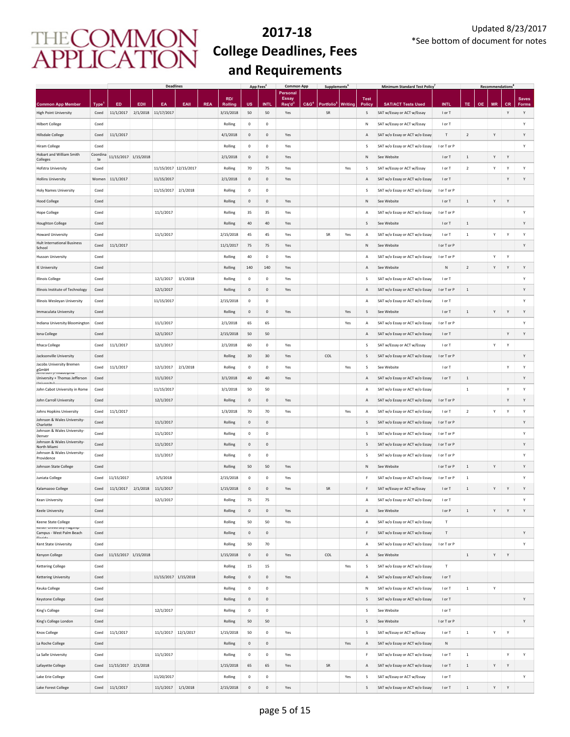# THE COMMON APPLICATION

# 2017-18 College Deadlines, Fees and Requirements

Updated 8/23/2017
*See bottom of document for notes

| | | Deadlines | | | | | | App Fees[2] | | Common App | | Supplements[6] | | | Minimum Standard Test Policy[7] | | Recommendations[8] | | | | |
|---|---|---|---|---|---|---|---|---|---|---|---|---|---|---|---|---|---|---|---|---|---|
| Common App Member | Type[1] | ED | EDII | EA | EAII | REA | RD/ Rolling | US | INTL | Personal Essay Req'd[3] | C&G[4] | Portfolio[5] | Writing | Test Policy | SAT/ACT Tests Used | INTL | TE | OE | MR | CR | Saves Forms |
| High Point University | Coed | 11/1/2017 | 2/1/2018 | 11/17/2017 | | | 3/15/2018 | 50 | 50 | Yes | | SR | | S | SAT w/Essay or ACT w/Essay | I or T | | | | Y | Y |
| Hilbert College | Coed | | | | | | Rolling | 0 | 0 | | | | | N | SAT w/Essay or ACT w/Essay | I or T | | | | | Y |
| Hillsdale College | Coed | 11/1/2017 | | | | | 4/1/2018 | 0 | 0 | Yes | | | | A | SAT w/o Essay or ACT w/o Essay | T | 2 | | Y | | Y |
| Hiram College | Coed | | | | | | Rolling | 0 | 0 | Yes | | | | S | SAT w/o Essay or ACT w/o Essay | I or T or P | | | | | Y |
| Hobart and William Smith Colleges | Coordinate | 11/15/2017 | 1/15/2018 | | | | 2/1/2018 | 0 | 0 | Yes | | | | N | See Website | I or T | 1 | | Y | Y | |
| Hofstra University | Coed | | | 11/15/2017 | 12/15/2017 | | Rolling | 70 | 75 | Yes | | | Yes | S | SAT w/Essay or ACT w/Essay | I or T | 2 | | Y | Y | Y |
| Hollins University | Women | 11/1/2017 | | 11/15/2017 | | | 2/1/2018 | 0 | 0 | Yes | | | | A | SAT w/o Essay or ACT w/o Essay | I or T | | | | Y | Y |
| Holy Names University | Coed | | | 11/15/2017 | 2/1/2018 | | Rolling | 0 | 0 | | | | | S | SAT w/o Essay or ACT w/o Essay | I or T or P | | | | | |
| Hood College | Coed | | | | | | Rolling | 0 | 0 | Yes | | | | N | See Website | I or T | 1 | | Y | Y | |
| Hope College | Coed | | | 11/1/2017 | | | Rolling | 35 | 35 | Yes | | | | A | SAT w/o Essay or ACT w/o Essay | I or T or P | | | | | Y |
| Houghton College | Coed | | | | | | Rolling | 40 | 40 | Yes | | | | S | See Website | I or T | 1 | | | | Y |
| Howard University | Coed | | | 11/1/2017 | | | 2/15/2018 | 45 | 45 | Yes | | SR | Yes | A | SAT w/o Essay or ACT w/o Essay | I or T | 1 | | Y | Y | Y |
| Hult International Business School | Coed | 11/1/2017 | | | | | 11/1/2017 | 75 | 75 | Yes | | | | N | See Website | I or T or P | | | | | Y |
| Husson University | Coed | | | | | | Rolling | 40 | 0 | Yes | | | | A | SAT w/o Essay or ACT w/o Essay | I or T or P | | | Y | Y | |
| IE University | Coed | | | | | | Rolling | 140 | 140 | Yes | | | | A | See Website | N | 2 | | Y | Y | Y |
| Illinois College | Coed | | | 12/1/2017 | 3/1/2018 | | Rolling | 0 | 0 | Yes | | | | S | SAT w/o Essay or ACT w/o Essay | I or T | | | | | Y |
| Illinois Institute of Technology | Coed | | | 12/1/2017 | | | Rolling | 0 | 0 | Yes | | | | A | SAT w/o Essay or ACT w/o Essay | I or T or P | 1 | | | | Y |
| Illinois Wesleyan University | Coed | | | 11/15/2017 | | | 2/15/2018 | 0 | 0 | | | | | A | SAT w/o Essay or ACT w/o Essay | I or T | | | | | Y |
| Immaculata University | Coed | | | | | | Rolling | 0 | 0 | Yes | | | Yes | S | See Website | I or T | 1 | | Y | Y | Y |
| Indiana University Bloomington | Coed | | | 11/1/2017 | | | 2/1/2018 | 65 | 65 | | | | Yes | A | SAT w/o Essay or ACT w/o Essay | I or T or P | | | | | Y |
| Iona College | Coed | | | 12/1/2017 | | | 2/15/2018 | 50 | 50 | | | | | A | SAT w/o Essay or ACT w/o Essay | I or T | | | | Y | Y |
| Ithaca College | Coed | 11/1/2017 | | 12/1/2017 | | | 2/1/2018 | 60 | 0 | Yes | | | | S | SAT w/Essay or ACT w/Essay | I or T | | | Y | Y | |
| Jacksonville University | Coed | | | | | | Rolling | 30 | 30 | Yes | | COL | | S | SAT w/o Essay or ACT w/o Essay | I or T or P | | | | | Y |
| Jacobs University Bremen gGmbH | Coed | 11/1/2017 | | 12/1/2017 | 2/1/2018 | | Rolling | 0 | 0 | Yes | | | Yes | S | See Website | I or T | | | | Y | Y |
| Jefferson (Philadelphia University + Thomas Jefferson University) | Coed | | | 11/1/2017 | | | 3/1/2018 | 40 | 40 | Yes | | | | A | SAT w/o Essay or ACT w/o Essay | I or T | 1 | | | | Y |
| John Cabot University in Rome | Coed | | | 11/15/2017 | | | 3/1/2018 | 50 | 50 | | | | | A | SAT w/o Essay or ACT w/o Essay | | 1 | | | Y | Y |
| John Carroll University | Coed | | | 12/1/2017 | | | Rolling | 0 | 0 | Yes | | | | A | SAT w/o Essay or ACT w/o Essay | I or T or P | | | | Y | Y |
| Johns Hopkins University | Coed | 11/1/2017 | | | | | 1/3/2018 | 70 | 70 | Yes | | | Yes | A | SAT w/o Essay or ACT w/o Essay | I or T | 2 | | Y | Y | Y |
| Johnson & Wales University-Charlotte | Coed | | | 11/1/2017 | | | Rolling | 0 | 0 | | | | | S | SAT w/o Essay or ACT w/o Essay | I or T or P | | | | | Y |
| Johnson & Wales University-Denver | Coed | | | 11/1/2017 | | | Rolling | 0 | 0 | | | | | S | SAT w/o Essay or ACT w/o Essay | I or T or P | | | | | Y |
| Johnson & Wales University-North Miami | Coed | | | 11/1/2017 | | | Rolling | 0 | 0 | | | | | S | SAT w/o Essay or ACT w/o Essay | I or T or P | | | | | Y |
| Johnson & Wales University-Providence | Coed | | | 11/1/2017 | | | Rolling | 0 | 0 | | | | | S | SAT w/o Essay or ACT w/o Essay | I or T or P | | | | | Y |
| Johnson State College | Coed | | | | | | Rolling | 50 | 50 | Yes | | | | N | See Website | I or T or P | 1 | | Y | | Y |
| Juniata College | Coed | 11/15/2017 | | 1/5/2018 | | | 2/15/2018 | 0 | 0 | Yes | | | | F | SAT w/o Essay or ACT w/o Essay | I or T or P | 1 | | | | Y |
| Kalamazoo College | Coed | 11/1/2017 | 2/1/2018 | 11/1/2017 | | | 1/15/2018 | 0 | 0 | Yes | | SR | | F | SAT w/Essay or ACT w/Essay | I or T | 1 | | Y | Y | Y |
| Kean University | Coed | | | 12/1/2017 | | | Rolling | 75 | 75 | | | | | A | SAT w/o Essay or ACT w/o Essay | I or T | | | | | Y |
| Keele University | Coed | | | | | | Rolling | 0 | 0 | Yes | | | | A | See Website | I or P | 1 | | Y | Y | Y |
| Keene State College | Coed | | | | | | Rolling | 50 | 50 | Yes | | | | A | SAT w/o Essay or ACT w/o Essay | T | | | | | |
| Keiser University Flagship Campus - West Palm Beach Florida | Coed | | | | | | Rolling | 0 | 0 | | | | | F | SAT w/o Essay or ACT w/o Essay | T | | | | | Y |
| Kent State University | Coed | | | | | | Rolling | 50 | 70 | | | | | A | SAT w/o Essay or ACT w/o Essay | I or T or P | | | | | Y |
| Kenyon College | Coed | 11/15/2017 | 1/15/2018 | | | | 1/15/2018 | 0 | 0 | Yes | | COL | | A | See Website | | 1 | | Y | Y | |
| Kettering College | Coed | | | | | | Rolling | 15 | 15 | | | | Yes | S | SAT w/o Essay or ACT w/o Essay | T | | | | | |
| Kettering University | Coed | | | 11/15/2017 | 1/15/2018 | | Rolling | 0 | 0 | Yes | | | | A | SAT w/o Essay or ACT w/o Essay | I or T | | | | | |
| Keuka College | Coed | | | | | | Rolling | 0 | 0 | | | | | N | SAT w/o Essay or ACT w/o Essay | I or T | 1 | | Y | | |
| Keystone College | Coed | | | | | | Rolling | 0 | 0 | | | | | S | SAT w/o Essay or ACT w/o Essay | I or T | | | | | Y |
| King's College | Coed | | | 12/1/2017 | | | Rolling | 0 | 0 | | | | | S | See Website | I or T | | | | | |
| King's College London | Coed | | | | | | Rolling | 50 | 50 | | | | | S | See Website | I or T or P | | | | | Y |
| Knox College | Coed | 11/1/2017 | | 11/1/2017 | 12/1/2017 | | 1/15/2018 | 50 | 0 | Yes | | | | S | SAT w/Essay or ACT w/Essay | I or T | 1 | | Y | Y | |
| La Roche College | Coed | | | | | | Rolling | 0 | 0 | | | | Yes | A | SAT w/o Essay or ACT w/o Essay | N | | | | | |
| La Salle University | Coed | | | 11/1/2017 | | | Rolling | 0 | 0 | Yes | | | | F | SAT w/o Essay or ACT w/o Essay | I or T | 1 | | | Y | Y |
| Lafayette College | Coed | 11/15/2017 | 2/1/2018 | | | | 1/15/2018 | 65 | 65 | Yes | | SR | | A | SAT w/o Essay or ACT w/o Essay | I or T | 1 | | Y | Y | |
| Lake Erie College | Coed | | | 11/20/2017 | | | Rolling | 0 | 0 | | | | Yes | S | SAT w/Essay or ACT w/Essay | I or T | | | | | Y |
| Lake Forest College | Coed | 11/1/2017 | | 11/1/2017 | 1/1/2018 | | 2/15/2018 | 0 | 0 | Yes | | | | S | SAT w/o Essay or ACT w/o Essay | I or T | 1 | | Y | Y | |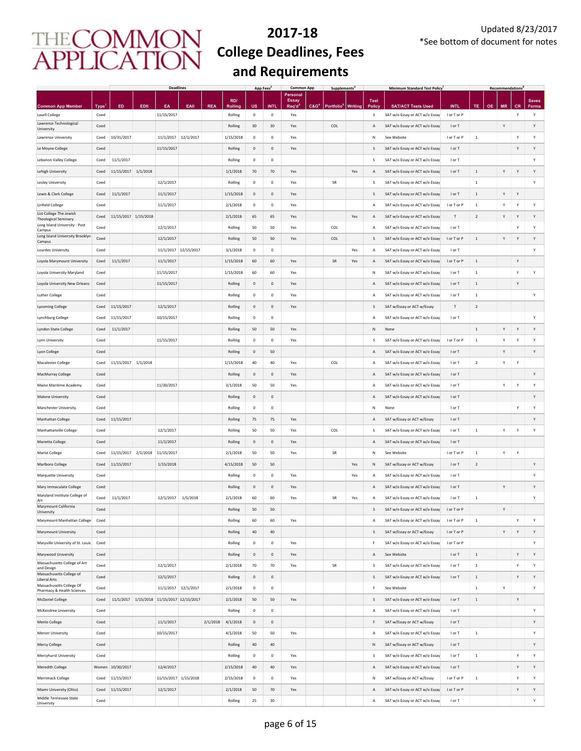# 2017-18 College Deadlines, Fees and Requirements

Updated 8/23/2017
*See bottom of document for notes

| | | Deadlines | | | | | | App Fees[2] | | Common App | | Supplements[6] | | | Minimum Standard Test Policy[7] | | Recommendations[8] | | | | |
|---|---|---|---|---|---|---|---|---|---|---|---|---|---|---|---|---|---|---|---|---|---|
| Common App Member | Type[1] | ED | EDII | EA | EAII | REA | RD/ Rolling | US | INTL | Personal Essay Req'd[3] | C&G[4] | Portfolio[5] | Writing | Test Policy | SAT/ACT Tests Used | INTL | TE | OE | MR | CR | Saves Forms |
| Lasell College | Coed | | | 11/15/2017 | | | Rolling | 0 | 0 | Yes | | | | S | SAT w/o Essay or ACT w/o Essay | I or T or P | | | | Y | Y |
| Lawrence Technological University | Coed | | | | | | Rolling | 30 | 30 | Yes | | COL | | A | SAT w/o Essay or ACT w/o Essay | I or T | | | Y | | Y |
| Lawrence University | Coed | 10/31/2017 | | 11/1/2017 | 12/1/2017 | | 1/15/2018 | 0 | 0 | Yes | | | | N | See Website | I or T or P | 1 | | | Y | Y |
| Le Moyne College | Coed | | | 11/15/2017 | | | Rolling | 0 | 0 | Yes | | | | S | SAT w/o Essay or ACT w/o Essay | I or T | | | | Y | Y |
| Lebanon Valley College | Coed | 11/1/2017 | | | | | Rolling | 0 | 0 | | | | | S | SAT w/o Essay or ACT w/o Essay | I or T | | | | | Y |
| Lehigh University | Coed | 11/15/2017 | 1/1/2018 | | | | 1/1/2018 | 70 | 70 | Yes | | | Yes | A | SAT w/o Essay or ACT w/o Essay | I or T | 1 | | Y | Y | Y |
| Lesley University | Coed | | | 12/1/2017 | | | Rolling | 0 | 0 | Yes | | SR | | S | SAT w/o Essay or ACT w/o Essay | | 1 | | | | Y |
| Lewis & Clark College | Coed | 11/1/2017 | | 11/1/2017 | | | 1/15/2018 | 0 | 0 | Yes | | | | S | SAT w/o Essay or ACT w/o Essay | I or T | 1 | | Y | Y | |
| Linfield College | Coed | | | 11/1/2017 | | | 2/1/2018 | 0 | 0 | Yes | | | | A | SAT w/o Essay or ACT w/o Essay | I or T or P | 1 | | Y | Y | Y |
| List College The Jewish Theological Seminary | Coed | 11/15/2017 | 1/15/2018 | | | | 2/1/2018 | 65 | 65 | Yes | | | Yes | A | SAT w/o Essay or ACT w/o Essay | T | 2 | | Y | Y | Y |
| Long Island University - Post Campus | Coed | | | 12/1/2017 | | | Rolling | 50 | 50 | Yes | | COL | | A | SAT w/o Essay or ACT w/o Essay | I or T | | | | Y | Y |
| Long Island University Brooklyn Campus | Coed | | | 12/1/2017 | | | Rolling | 50 | 50 | Yes | | COL | | S | SAT w/o Essay or ACT w/o Essay | I or T or P | 1 | | Y | Y | Y |
| Lourdes University | Coed | | | 11/1/2017 | 12/15/2017 | | 3/1/2018 | 0 | 0 | | | | Yes | A | SAT w/o Essay or ACT w/o Essay | I or T | | | | | Y |
| Loyola Marymount University | Coed | 11/1/2017 | | 11/1/2017 | | | 1/15/2018 | 60 | 60 | Yes | | SR | Yes | A | SAT w/o Essay or ACT w/o Essay | I or T or P | 1 | | | Y | |
| Loyola University Maryland | Coed | | | 11/15/2017 | | | 1/15/2018 | 60 | 60 | Yes | | | | N | SAT w/o Essay or ACT w/o Essay | I or T | 1 | | | Y | Y |
| Loyola University New Orleans | Coed | | | 11/15/2017 | | | Rolling | 0 | 0 | Yes | | | | A | SAT w/o Essay or ACT w/o Essay | I or T | 1 | | | Y | |
| Luther College | Coed | | | | | | Rolling | 0 | 0 | Yes | | | | A | SAT w/o Essay or ACT w/o Essay | I or T | 1 | | | | Y |
| Lycoming College | Coed | 11/15/2017 | | 12/1/2017 | | | Rolling | 0 | 0 | Yes | | | | S | SAT w/Essay or ACT w/Essay | T | 2 | | | | |
| Lynchburg College | Coed | 11/15/2017 | | 10/15/2017 | | | Rolling | 0 | 0 | | | | | A | SAT w/o Essay or ACT w/o Essay | I or T | | | | | Y |
| Lyndon State College | Coed | 11/1/2017 | | | | | Rolling | 50 | 50 | Yes | | | | N | None | | 1 | | Y | Y | Y |
| Lynn University | Coed | | | 11/15/2017 | | | Rolling | 0 | 0 | Yes | | | | S | SAT w/o Essay or ACT w/o Essay | I or T or P | 1 | | Y | Y | Y |
| Lyon College | Coed | | | | | | Rolling | 0 | 50 | | | | | A | SAT w/o Essay or ACT w/o Essay | I or T | | | Y | | Y |
| Macalester College | Coed | 11/15/2017 | 1/1/2018 | | | | 1/15/2018 | 40 | 40 | Yes | | COL | | A | SAT w/o Essay or ACT w/o Essay | I or T | 2 | | Y | Y | |
| MacMurray College | Coed | | | | | | Rolling | 0 | 0 | Yes | | | | A | SAT w/o Essay or ACT w/o Essay | I or T | | | | | Y |
| Maine Maritime Academy | Coed | | | 11/30/2017 | | | 3/1/2018 | 50 | 50 | Yes | | | | A | SAT w/o Essay or ACT w/o Essay | I or T | | | Y | Y | Y |
| Malone University | Coed | | | | | | Rolling | 0 | 0 | | | | | A | SAT w/o Essay or ACT w/o Essay | I or T | | | | | Y |
| Manchester University | Coed | | | | | | Rolling | 0 | 0 | | | | | N | None | I or T | | | | Y | Y |
| Manhattan College | Coed | 11/15/2017 | | | | | Rolling | 75 | 75 | Yes | | | | A | SAT w/Essay or ACT w/Essay | I or T | | | | | Y |
| Manhattanville College | Coed | | | 12/1/2017 | | | Rolling | 50 | 50 | Yes | | COL | | S | SAT w/o Essay or ACT w/o Essay | I or T | 1 | | Y | Y | Y |
| Marietta College | Coed | | | 11/1/2017 | | | Rolling | 0 | 0 | Yes | | | | A | SAT w/o Essay or ACT w/o Essay | I or T | | | | | |
| Marist College | Coed | 11/15/2017 | 2/1/2018 | 11/15/2017 | | | 2/1/2018 | 50 | 50 | Yes | | SR | | N | See Website | I or T or P | 1 | | Y | Y | |
| Marlboro College | Coed | 11/15/2017 | | 1/15/2018 | | | 4/15/2018 | 50 | 50 | | | | Yes | N | SAT w/Essay or ACT w/Essay | I or T | 2 | | | | Y |
| Marquette University | Coed | | | | | | Rolling | 0 | 0 | Yes | | | Yes | A | SAT w/o Essay or ACT w/o Essay | I or T | | | | | Y |
| Mary Immaculate College | Coed | | | | | | Rolling | 0 | 0 | Yes | | | | A | SAT w/o Essay or ACT w/o Essay | I or T | | | Y | | Y |
| Maryland Institute College of Art | Coed | 11/1/2017 | | 12/1/2017 | 1/5/2018 | | 2/1/2018 | 60 | 60 | Yes | | SR | Yes | A | SAT w/o Essay or ACT w/o Essay | I or T | 1 | | | | Y |
| Marymount California University | Coed | | | | | | Rolling | 50 | 50 | | | | | S | SAT w/o Essay or ACT w/o Essay | I or T or P | | | Y | | |
| Marymount Manhattan College | Coed | | | | | | Rolling | 60 | 60 | Yes | | | | A | SAT w/o Essay or ACT w/o Essay | I or T or P | 1 | | | Y | Y |
| Marymount University | Coed | | | | | | Rolling | 40 | 40 | | | | | S | SAT w/Essay or ACT w/Essay | I or T or P | | | Y | Y | Y |
| Maryville University of St. Louis | Coed | | | | | | Rolling | 0 | 0 | Yes | | | | F | SAT w/o Essay or ACT w/o Essay | I or T or P | | | | | Y |
| Marywood University | Coed | | | | | | Rolling | 0 | 0 | Yes | | | | A | See Website | I or T | 1 | | | Y | Y |
| Massachusetts College of Art and Design | Coed | | | 12/1/2017 | | | 2/1/2018 | 70 | 70 | Yes | | SR | | S | SAT w/o Essay or ACT w/o Essay | I or T | 1 | | | Y | Y |
| Massachusetts College of Liberal Arts | Coed | | | 12/1/2017 | | | Rolling | 0 | 0 | | | | | S | SAT w/o Essay or ACT w/o Essay | I or T | 1 | | | Y | Y |
| Massachusetts College Of Pharmacy & Health Sciences | Coed | | | 11/1/2017 | 12/1/2017 | | 2/1/2018 | 0 | 0 | | | | | F | See Website | | 1 | | Y | | Y |
| McDaniel College | Coed | 11/1/2017 | 1/15/2018 | 11/15/2017 | 12/15/2017 | | 2/1/2018 | 50 | 50 | Yes | | | | S | SAT w/o Essay or ACT w/o Essay | I or T | 1 | | | Y | |
| McKendree University | Coed | | | | | | Rolling | 0 | 0 | | | | | A | SAT w/o Essay or ACT w/o Essay | I or T | | | | | Y |
| Menlo College | Coed | | | 11/1/2017 | | 2/1/2018 | 4/1/2018 | 0 | 0 | | | | | F | SAT w/Essay or ACT w/Essay | I or T | | | | | Y |
| Mercer University | Coed | | | 10/15/2017 | | | 4/1/2018 | 50 | 50 | Yes | | | | A | SAT w/o Essay or ACT w/o Essay | I or T | 1 | | | | Y |
| Mercy College | Coed | | | | | | Rolling | 40 | 40 | | | | | N | SAT w/Essay or ACT w/Essay | I or T | | | | | Y |
| Mercyhurst University | Coed | | | | | | Rolling | 0 | 0 | Yes | | | | S | SAT w/o Essay or ACT w/o Essay | I or T | 1 | | | Y | Y |
| Meredith College | Women | 10/30/2017 | | 12/4/2017 | | | 2/15/2018 | 40 | 40 | Yes | | | | A | SAT w/o Essay or ACT w/o Essay | I or T | | | | Y | Y |
| Merrimack College | Coed | 11/15/2017 | | 11/15/2017 | 1/15/2018 | | 2/15/2018 | 0 | 0 | Yes | | | | N | SAT w/Essay or ACT w/Essay | I or T or P | 1 | | | Y | Y |
| Miami University (Ohio) | Coed | 11/15/2017 | | 12/1/2017 | | | 2/1/2018 | 50 | 70 | Yes | | | | A | SAT w/o Essay or ACT w/o Essay | I or T or P | | | | Y | Y |
| Middle Tennessee State University | Coed | | | | | | Rolling | 25 | 30 | | | | | A | SAT w/o Essay or ACT w/o Essay | I or T | | | | | Y |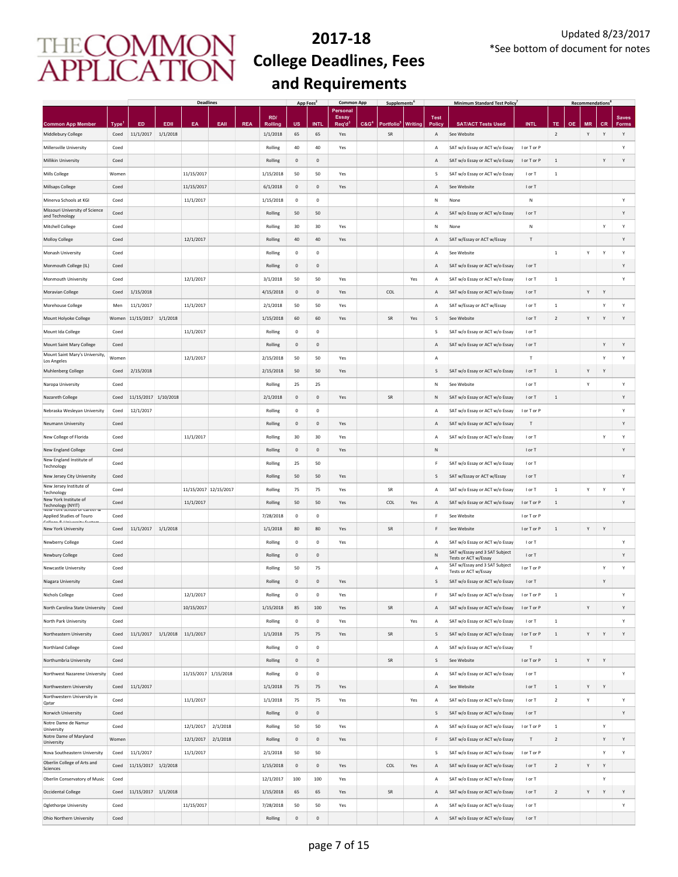# THE COMMON APPLICATION

# 2017-18 College Deadlines, Fees and Requirements

Updated 8/23/2017
*See bottom of document for notes

| | | Deadlines | | | | | | App Fees[2] | | Common App | | Supplements[6] | | | Minimum Standard Test Policy[7] | | Recommendations[8] | | | | |
|---|---|---|---|---|---|---|---|---|---|---|---|---|---|---|---|---|---|---|---|---|---|
| Common App Member | Type[1] | ED | EDII | EA | EAII | REA | RD/ Rolling | US | INTL | Personal Essay Req'd[3] | C&G[4] | Portfolio[5] | Writing | Test Policy | SAT/ACT Tests Used | INTL | TE | OE | MR | CR | Saves Forms |
| Middlebury College | Coed | 11/1/2017 | 1/1/2018 | | | | 1/1/2018 | 65 | 65 | Yes | | SR | | A | See Website | | 2 | | Y | Y | Y |
| Millersville University | Coed | | | | | | Rolling | 40 | 40 | Yes | | | | A | SAT w/o Essay or ACT w/o Essay | I or T or P | | | | | Y |
| Millikin University | Coed | | | | | | Rolling | 0 | 0 | | | | | A | SAT w/o Essay or ACT w/o Essay | I or T or P | 1 | | | Y | Y |
| Mills College | Women | | | 11/15/2017 | | | 1/15/2018 | 50 | 50 | Yes | | | | S | SAT w/o Essay or ACT w/o Essay | I or T | 1 | | | | |
| Millsaps College | Coed | | | 11/15/2017 | | | 6/1/2018 | 0 | 0 | Yes | | | | A | See Website | I or T | | | | | |
| Minerva Schools at KGI | Coed | | | 11/1/2017 | | | 1/15/2018 | 0 | 0 | | | | | N | None | N | | | | | Y |
| Missouri University of Science and Technology | Coed | | | | | | Rolling | 50 | 50 | | | | | A | SAT w/o Essay or ACT w/o Essay | I or T | | | | | Y |
| Mitchell College | Coed | | | | | | Rolling | 30 | 30 | Yes | | | | N | None | N | | | | Y | Y |
| Molloy College | Coed | | | 12/1/2017 | | | Rolling | 40 | 40 | Yes | | | | A | SAT w/Essay or ACT w/Essay | T | | | | | Y |
| Monash University | Coed | | | | | | Rolling | 0 | 0 | | | | | A | See Website | | 1 | | Y | Y | Y |
| Monmouth College (IL) | Coed | | | | | | Rolling | 0 | 0 | | | | | A | SAT w/o Essay or ACT w/o Essay | I or T | | | | | Y |
| Monmouth University | Coed | | | 12/1/2017 | | | 3/1/2018 | 50 | 50 | Yes | | | Yes | A | SAT w/o Essay or ACT w/o Essay | I or T | 1 | | | | Y |
| Moravian College | Coed | 1/15/2018 | | | | | 4/15/2018 | 0 | 0 | Yes | | COL | | A | SAT w/o Essay or ACT w/o Essay | I or T | | | Y | Y | |
| Morehouse College | Men | 11/1/2017 | | 11/1/2017 | | | 2/1/2018 | 50 | 50 | Yes | | | | A | SAT w/Essay or ACT w/Essay | I or T | 1 | | | Y | Y |
| Mount Holyoke College | Women | 11/15/2017 | 1/1/2018 | | | | 1/15/2018 | 60 | 60 | Yes | | SR | Yes | S | See Website | I or T | 2 | | Y | Y | Y |
| Mount Ida College | Coed | | | 11/1/2017 | | | Rolling | 0 | 0 | | | | | S | SAT w/o Essay or ACT w/o Essay | I or T | | | | | |
| Mount Saint Mary College | Coed | | | | | | Rolling | 0 | 0 | | | | | A | SAT w/o Essay or ACT w/o Essay | I or T | | | | Y | Y |
| Mount Saint Mary's University, Los Angeles | Women | | | 12/1/2017 | | | 2/15/2018 | 50 | 50 | Yes | | | | A | | T | | | | Y | Y |
| Muhlenberg College | Coed | 2/15/2018 | | | | | 2/15/2018 | 50 | 50 | Yes | | | | S | SAT w/o Essay or ACT w/o Essay | I or T | 1 | | Y | Y | |
| Naropa University | Coed | | | | | | Rolling | 25 | 25 | | | | | N | See Website | I or T | | | Y | | Y |
| Nazareth College | Coed | 11/15/2017 | 1/10/2018 | | | | 2/1/2018 | 0 | 0 | Yes | | SR | | N | SAT w/o Essay or ACT w/o Essay | I or T | 1 | | | | Y |
| Nebraska Wesleyan University | Coed | 12/1/2017 | | | | | Rolling | 0 | 0 | | | | | A | SAT w/o Essay or ACT w/o Essay | I or T or P | | | | | Y |
| Neumann University | Coed | | | | | | Rolling | 0 | 0 | Yes | | | | A | SAT w/o Essay or ACT w/o Essay | T | | | | | Y |
| New College of Florida | Coed | | | 11/1/2017 | | | Rolling | 30 | 30 | Yes | | | | A | SAT w/o Essay or ACT w/o Essay | I or T | | | | Y | Y |
| New England College | Coed | | | | | | Rolling | 0 | 0 | Yes | | | | N | | I or T | | | | | Y |
| New England Institute of Technology | Coed | | | | | | Rolling | 25 | 50 | | | | | F | SAT w/o Essay or ACT w/o Essay | I or T | | | | | |
| New Jersey City University | Coed | | | | | | Rolling | 50 | 50 | Yes | | | | S | SAT w/Essay or ACT w/Essay | I or T | | | | | Y |
| New Jersey Institute of Technology | Coed | | | 11/15/2017 | 12/15/2017 | | Rolling | 75 | 75 | Yes | | SR | | A | SAT w/o Essay or ACT w/o Essay | I or T | 1 | | Y | Y | Y |
| New York Institute of Technology (NYIT) | Coed | | | 11/1/2017 | | | Rolling | 50 | 50 | Yes | | COL | Yes | A | SAT w/o Essay or ACT w/o Essay | I or T or P | 1 | | | | Y |
| New York School of Career & Applied Studies of Touro College & University System | Coed | | | | | | 7/28/2018 | 0 | 0 | | | | | F | See Website | I or T or P | | | | | |
| New York University | Coed | 11/1/2017 | 1/1/2018 | | | | 1/1/2018 | 80 | 80 | Yes | | SR | | F | See Website | I or T or P | 1 | | Y | Y | |
| Newberry College | Coed | | | | | | Rolling | 0 | 0 | Yes | | | | A | SAT w/o Essay or ACT w/o Essay | I or T | | | | | Y |
| Newbury College | Coed | | | | | | Rolling | 0 | 0 | | | | | N | SAT w/Essay and 3 SAT Subject Tests or ACT w/Essay | I or T | | | | | Y |
| Newcastle University | Coed | | | | | | Rolling | 50 | 75 | | | | | A | SAT w/Essay and 3 SAT Subject Tests or ACT w/Essay | I or T or P | | | | Y | Y |
| Niagara University | Coed | | | | | | Rolling | 0 | 0 | Yes | | | | S | SAT w/o Essay or ACT w/o Essay | I or T | | | | Y | |
| Nichols College | Coed | | | 12/1/2017 | | | Rolling | 0 | 0 | Yes | | | | F | SAT w/o Essay or ACT w/o Essay | I or T or P | 1 | | | | Y |
| North Carolina State University | Coed | | | 10/15/2017 | | | 1/15/2018 | 85 | 100 | Yes | | SR | | A | SAT w/o Essay or ACT w/o Essay | I or T or P | | | Y | | Y |
| North Park University | Coed | | | | | | Rolling | 0 | 0 | Yes | | | Yes | A | SAT w/o Essay or ACT w/o Essay | I or T | 1 | | | | Y |
| Northeastern University | Coed | 11/1/2017 | 1/1/2018 | 11/1/2017 | | | 1/1/2018 | 75 | 75 | Yes | | SR | | S | SAT w/o Essay or ACT w/o Essay | I or T or P | 1 | | Y | Y | Y |
| Northland College | Coed | | | | | | Rolling | 0 | 0 | | | | | A | SAT w/o Essay or ACT w/o Essay | T | | | | | |
| Northumbria University | Coed | | | | | | Rolling | 0 | 0 | | | SR | | S | See Website | I or T or P | 1 | | Y | Y | |
| Northwest Nazarene University | Coed | | | 11/15/2017 | 1/15/2018 | | Rolling | 0 | 0 | | | | | A | SAT w/o Essay or ACT w/o Essay | I or T | | | | | Y |
| Northwestern University | Coed | 11/1/2017 | | | | | 1/1/2018 | 75 | 75 | Yes | | | | A | See Website | I or T | 1 | | Y | Y | |
| Northwestern University in Qatar | Coed | | | 11/1/2017 | | | 1/1/2018 | 75 | 75 | Yes | | | Yes | A | SAT w/o Essay or ACT w/o Essay | I or T | 2 | | Y | | Y |
| Norwich University | Coed | | | | | | Rolling | 0 | 0 | | | | | S | SAT w/o Essay or ACT w/o Essay | I or T | | | | | Y |
| Notre Dame de Namur University | Coed | | | 12/1/2017 | 2/1/2018 | | Rolling | 50 | 50 | Yes | | | | A | SAT w/o Essay or ACT w/o Essay | I or T or P | 1 | | | Y | |
| Notre Dame of Maryland University | Women | | | 12/1/2017 | 2/1/2018 | | Rolling | 0 | 0 | Yes | | | | F | SAT w/o Essay or ACT w/o Essay | T | 2 | | | Y | Y |
| Nova Southeastern University | Coed | 11/1/2017 | | 11/1/2017 | | | 2/1/2018 | 50 | 50 | | | | | S | SAT w/o Essay or ACT w/o Essay | I or T or P | | | | Y | Y |
| Oberlin College of Arts and Sciences | Coed | 11/15/2017 | 1/2/2018 | | | | 1/15/2018 | 0 | 0 | Yes | | COL | Yes | A | SAT w/o Essay or ACT w/o Essay | I or T | 2 | | Y | Y | |
| Oberlin Conservatory of Music | Coed | | | | | | 12/1/2017 | 100 | 100 | Yes | | | | A | SAT w/o Essay or ACT w/o Essay | I or T | | | | Y | |
| Occidental College | Coed | 11/15/2017 | 1/1/2018 | | | | 1/15/2018 | 65 | 65 | Yes | | SR | | A | SAT w/o Essay or ACT w/o Essay | I or T | 2 | | Y | Y | Y |
| Oglethorpe University | Coed | | | 11/15/2017 | | | 7/28/2018 | 50 | 50 | Yes | | | | A | SAT w/o Essay or ACT w/o Essay | I or T | | | | | Y |
| Ohio Northern University | Coed | | | | | | Rolling | 0 | 0 | | | | | A | SAT w/o Essay or ACT w/o Essay | I or T | | | | | |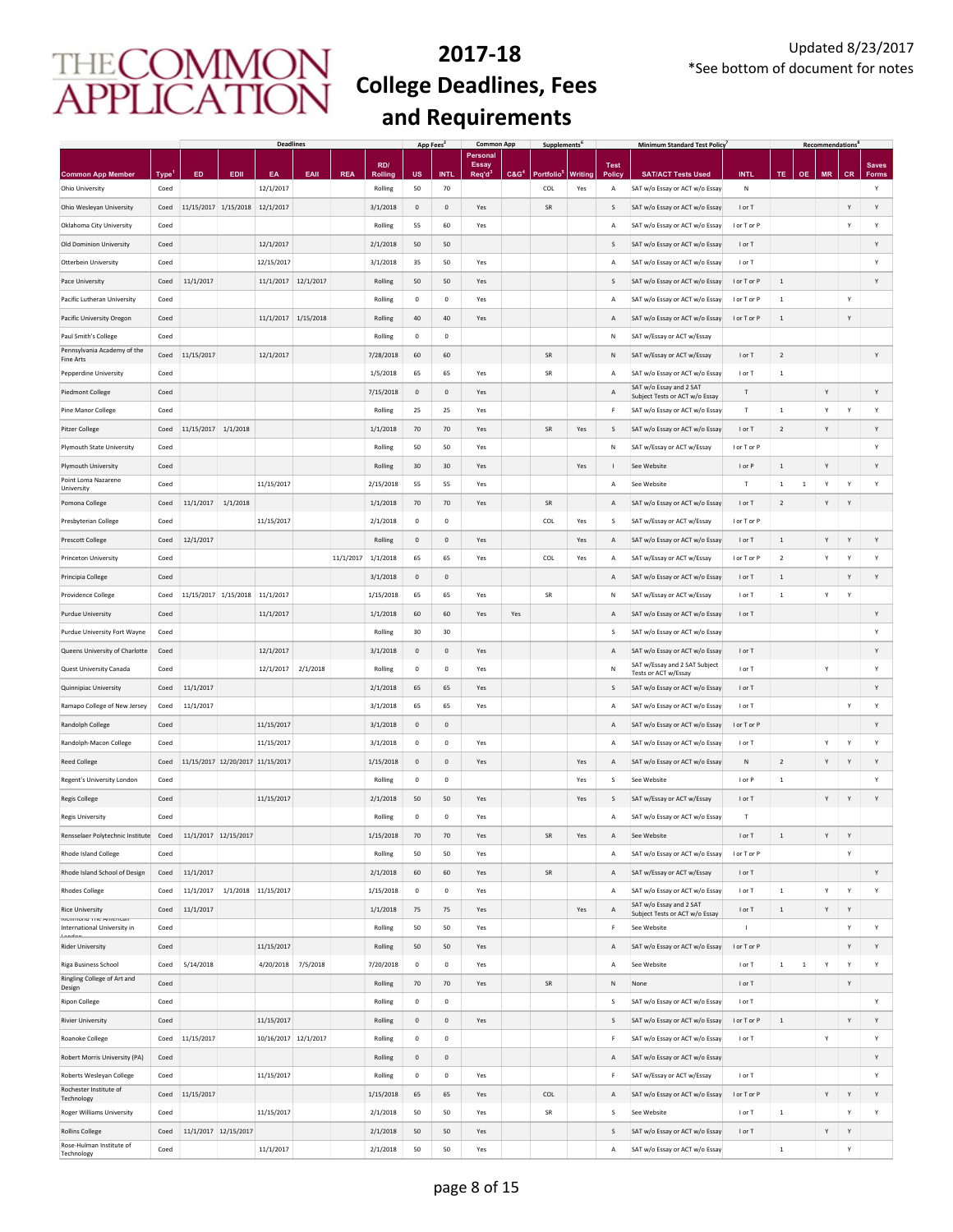# THE COMMON APPLICATION

## 2017-18 College Deadlines, Fees and Requirements

Updated 8/23/2017
*See bottom of document for notes

| | | Deadlines | | | | | | App Fees[2] | | Common App | | Supplements[6] | | | Minimum Standard Test Policy[7] | | Recommendations[8] | | | | |
|---|---|---|---|---|---|---|---|---|---|---|---|---|---|---|---|---|---|---|---|---|---|
| Common App Member | Type[1] | ED | EDII | EA | EAII | REA | RD/ Rolling | US | INTL | Personal Essay Req'd[3] | C&G[4] | Portfolio[5] | Writing | Test Policy | SAT/ACT Tests Used | INTL | TE | OE | MR | CR | Saves Forms |
| Ohio University | Coed | | | 12/1/2017 | | | Rolling | 50 | 70 | | | COL | Yes | A | SAT w/o Essay or ACT w/o Essay | N | | | | | Y |
| Ohio Wesleyan University | Coed | 11/15/2017 | 1/15/2018 | 12/1/2017 | | | 3/1/2018 | 0 | 0 | Yes | | SR | | S | SAT w/o Essay or ACT w/o Essay | I or T | | | | Y | Y |
| Oklahoma City University | Coed | | | | | | Rolling | 55 | 60 | Yes | | | | A | SAT w/o Essay or ACT w/o Essay | I or T or P | | | | Y | Y |
| Old Dominion University | Coed | | | 12/1/2017 | | | 2/1/2018 | 50 | 50 | | | | | S | SAT w/o Essay or ACT w/o Essay | I or T | | | | | Y |
| Otterbein University | Coed | | | 12/15/2017 | | | 3/1/2018 | 35 | 50 | Yes | | | | A | SAT w/o Essay or ACT w/o Essay | I or T | | | | | Y |
| Pace University | Coed | 11/1/2017 | | 11/1/2017 | 12/1/2017 | | Rolling | 50 | 50 | Yes | | | | S | SAT w/o Essay or ACT w/o Essay | I or T or P | 1 | | | | Y |
| Pacific Lutheran University | Coed | | | | | | Rolling | 0 | 0 | Yes | | | | A | SAT w/o Essay or ACT w/o Essay | I or T or P | 1 | | | Y | |
| Pacific University Oregon | Coed | | | 11/1/2017 | 1/15/2018 | | Rolling | 40 | 40 | Yes | | | | A | SAT w/o Essay or ACT w/o Essay | I or T or P | 1 | | | Y | |
| Paul Smith's College | Coed | | | | | | Rolling | 0 | 0 | | | | | N | SAT w/Essay or ACT w/Essay | | | | | | |
| Pennsylvania Academy of the Fine Arts | Coed | 11/15/2017 | | 12/1/2017 | | | 7/28/2018 | 60 | 60 | | | SR | | N | SAT w/Essay or ACT w/Essay | I or T | 2 | | | | Y |
| Pepperdine University | Coed | | | | | | 1/5/2018 | 65 | 65 | Yes | | SR | | A | SAT w/o Essay or ACT w/o Essay | I or T | 1 | | | | |
| Piedmont College | Coed | | | | | | 7/15/2018 | 0 | 0 | Yes | | | | A | SAT w/o Essay and 2 SAT Subject Tests or ACT w/o Essay | T | | | Y | | Y |
| Pine Manor College | Coed | | | | | | Rolling | 25 | 25 | Yes | | | | F | SAT w/o Essay or ACT w/o Essay | T | 1 | | Y | Y | Y |
| Pitzer College | Coed | 11/15/2017 | 1/1/2018 | | | | 1/1/2018 | 70 | 70 | Yes | | SR | Yes | S | SAT w/o Essay or ACT w/o Essay | I or T | 2 | | Y | | Y |
| Plymouth State University | Coed | | | | | | Rolling | 50 | 50 | Yes | | | | N | SAT w/Essay or ACT w/Essay | I or T or P | | | | | Y |
| Plymouth University | Coed | | | | | | Rolling | 30 | 30 | Yes | | | Yes | I | See Website | I or P | 1 | | Y | | Y |
| Point Loma Nazarene University | Coed | | | 11/15/2017 | | | 2/15/2018 | 55 | 55 | Yes | | | | A | See Website | T | 1 | 1 | Y | Y | Y |
| Pomona College | Coed | 11/1/2017 | 1/1/2018 | | | | 1/1/2018 | 70 | 70 | Yes | | SR | | A | SAT w/o Essay or ACT w/o Essay | I or T | 2 | | Y | Y | |
| Presbyterian College | Coed | | | 11/15/2017 | | | 2/1/2018 | 0 | 0 | | | COL | Yes | S | SAT w/Essay or ACT w/Essay | I or T or P | | | | | |
| Prescott College | Coed | 12/1/2017 | | | | | Rolling | 0 | 0 | Yes | | | Yes | A | SAT w/o Essay or ACT w/o Essay | I or T | 1 | | Y | Y | Y |
| Princeton University | Coed | | | | | 11/1/2017 | 1/1/2018 | 65 | 65 | Yes | | COL | Yes | A | SAT w/Essay or ACT w/Essay | I or T or P | 2 | | Y | Y | Y |
| Principia College | Coed | | | | | | 3/1/2018 | 0 | 0 | | | | | A | SAT w/o Essay or ACT w/o Essay | I or T | 1 | | | Y | Y |
| Providence College | Coed | 11/15/2017 | 1/15/2018 | 11/1/2017 | | | 1/15/2018 | 65 | 65 | Yes | | SR | | N | SAT w/Essay or ACT w/Essay | I or T | 1 | | Y | Y | |
| Purdue University | Coed | | | 11/1/2017 | | | 1/1/2018 | 60 | 60 | Yes | Yes | | | A | SAT w/o Essay or ACT w/o Essay | I or T | | | | | Y |
| Purdue University Fort Wayne | Coed | | | | | | Rolling | 30 | 30 | | | | | S | SAT w/o Essay or ACT w/o Essay | | | | | | Y |
| Queens University of Charlotte | Coed | | | 12/1/2017 | | | 3/1/2018 | 0 | 0 | Yes | | | | A | SAT w/o Essay or ACT w/o Essay | I or T | | | | | Y |
| Quest University Canada | Coed | | | 12/1/2017 | 2/1/2018 | | Rolling | 0 | 0 | Yes | | | | N | SAT w/Essay and 2 SAT Subject Tests or ACT w/Essay | I or T | | | Y | | Y |
| Quinnipiac University | Coed | 11/1/2017 | | | | | 2/1/2018 | 65 | 65 | Yes | | | | S | SAT w/o Essay or ACT w/o Essay | I or T | | | | | Y |
| Ramapo College of New Jersey | Coed | 11/1/2017 | | | | | 3/1/2018 | 65 | 65 | Yes | | | | A | SAT w/o Essay or ACT w/o Essay | I or T | | | | Y | Y |
| Randolph College | Coed | | | 11/15/2017 | | | 3/1/2018 | 0 | 0 | | | | | A | SAT w/o Essay or ACT w/o Essay | I or T or P | | | | | Y |
| Randolph-Macon College | Coed | | | 11/15/2017 | | | 3/1/2018 | 0 | 0 | Yes | | | | A | SAT w/o Essay or ACT w/o Essay | I or T | | | Y | Y | Y |
| Reed College | Coed | 11/15/2017 | 12/20/2017 | 11/15/2017 | | | 1/15/2018 | 0 | 0 | Yes | | | Yes | A | SAT w/o Essay or ACT w/o Essay | N | 2 | | Y | Y | Y |
| Regent's University London | Coed | | | | | | Rolling | 0 | 0 | | | | Yes | S | See Website | I or P | 1 | | | | Y |
| Regis College | Coed | | | 11/15/2017 | | | 2/1/2018 | 50 | 50 | Yes | | | Yes | S | SAT w/Essay or ACT w/Essay | I or T | | | Y | Y | Y |
| Regis University | Coed | | | | | | Rolling | 0 | 0 | Yes | | | | A | SAT w/o Essay or ACT w/o Essay | T | | | | | |
| Rensselaer Polytechnic Institute | Coed | 11/1/2017 | 12/15/2017 | | | | 1/15/2018 | 70 | 70 | Yes | | SR | Yes | A | See Website | I or T | 1 | | Y | Y | |
| Rhode Island College | Coed | | | | | | Rolling | 50 | 50 | Yes | | | | A | SAT w/o Essay or ACT w/o Essay | I or T or P | | | | Y | |
| Rhode Island School of Design | Coed | 11/1/2017 | | | | | 2/1/2018 | 60 | 60 | Yes | | SR | | A | SAT w/Essay or ACT w/Essay | I or T | | | | | Y |
| Rhodes College | Coed | 11/1/2017 | 1/1/2018 | 11/15/2017 | | | 1/15/2018 | 0 | 0 | Yes | | | | A | SAT w/o Essay or ACT w/o Essay | I or T | 1 | | Y | Y | Y |
| Rice University | Coed | 11/1/2017 | | | | | 1/1/2018 | 75 | 75 | Yes | | | Yes | A | SAT w/o Essay and 2 SAT Subject Tests or ACT w/o Essay | I or T | 1 | | Y | Y | |
| Richmond The American International University in London | Coed | | | | | | Rolling | 50 | 50 | Yes | | | | F | See Website | I | | | | Y | Y |
| Rider University | Coed | | | 11/15/2017 | | | Rolling | 50 | 50 | Yes | | | | A | SAT w/o Essay or ACT w/o Essay | I or T or P | | | | Y | Y |
| Riga Business School | Coed | 5/14/2018 | | 4/20/2018 | 7/5/2018 | | 7/20/2018 | 0 | 0 | Yes | | | | A | See Website | I or T | 1 | 1 | Y | Y | Y |
| Ringling College of Art and Design | Coed | | | | | | Rolling | 70 | 70 | Yes | | SR | | N | None | I or T | | | | Y | |
| Ripon College | Coed | | | | | | Rolling | 0 | 0 | | | | | S | SAT w/o Essay or ACT w/o Essay | I or T | | | | | Y |
| Rivier University | Coed | | | 11/15/2017 | | | Rolling | 0 | 0 | Yes | | | | S | SAT w/o Essay or ACT w/o Essay | I or T or P | 1 | | | Y | Y |
| Roanoke College | Coed | 11/15/2017 | | 10/16/2017 | 12/1/2017 | | Rolling | 0 | 0 | | | | | F | SAT w/o Essay or ACT w/o Essay | I or T | | | Y | | Y |
| Robert Morris University (PA) | Coed | | | | | | Rolling | 0 | 0 | | | | | A | SAT w/o Essay or ACT w/o Essay | | | | | | Y |
| Roberts Wesleyan College | Coed | | | 11/15/2017 | | | Rolling | 0 | 0 | Yes | | | | F | SAT w/Essay or ACT w/Essay | I or T | | | | | Y |
| Rochester Institute of Technology | Coed | 11/15/2017 | | | | | 1/15/2018 | 65 | 65 | Yes | | COL | | A | SAT w/o Essay or ACT w/o Essay | I or T or P | | | Y | Y | Y |
| Roger Williams University | Coed | | | 11/15/2017 | | | 2/1/2018 | 50 | 50 | Yes | | SR | | S | See Website | I or T | 1 | | | Y | Y |
| Rollins College | Coed | 11/1/2017 | 12/15/2017 | | | | 2/1/2018 | 50 | 50 | Yes | | | | S | SAT w/o Essay or ACT w/o Essay | I or T | | | Y | Y | |
| Rose-Hulman Institute of Technology | Coed | | | 11/1/2017 | | | 2/1/2018 | 50 | 50 | Yes | | | | A | SAT w/o Essay or ACT w/o Essay | | 1 | | | Y | |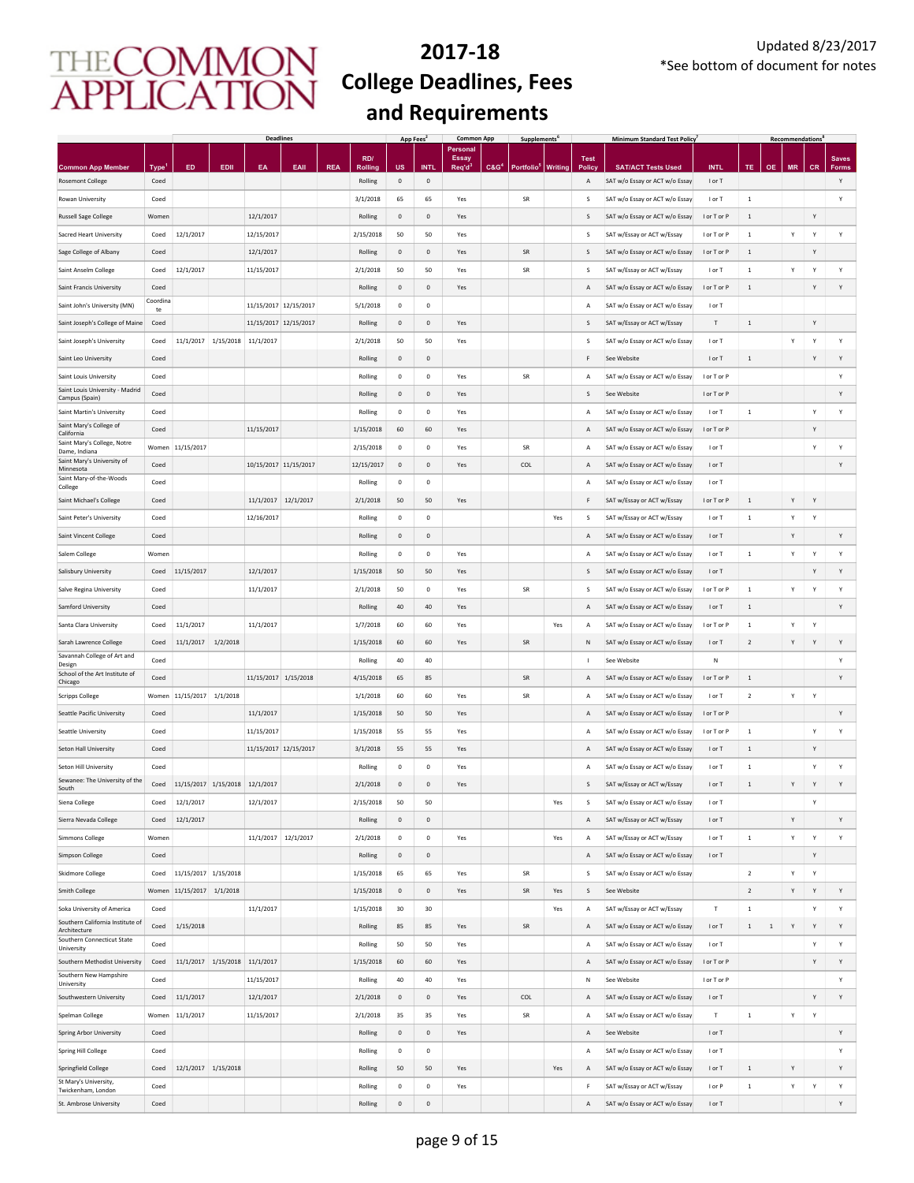# 2017-18 College Deadlines, Fees and Requirements

Updated 8/23/2017
*See bottom of document for notes

| | | Deadlines | | | | | | App Fees[2] | | Common App | | Supplements[6] | | | Minimum Standard Test Policy[7] | | Recommendations[8] | | | | |
|---|---|---|---|---|---|---|---|---|---|---|---|---|---|---|---|---|---|---|---|---|---|
| Common App Member | Type[1] | ED | EDII | EA | EAII | REA | RD/ Rolling | US | INTL | Personal Essay Req'd[3] | C&G[4] | Portfolio[5] | Writing | Test Policy | SAT/ACT Tests Used | INTL | TE | OE | MR | CR | Saves Forms |
| Rosemont College | Coed | | | | | | Rolling | 0 | 0 | | | | | A | SAT w/o Essay or ACT w/o Essay | I or T | | | | | Y |
| Rowan University | Coed | | | | | | 3/1/2018 | 65 | 65 | Yes | | SR | | S | SAT w/o Essay or ACT w/o Essay | I or T | 1 | | | | Y |
| Russell Sage College | Women | | | 12/1/2017 | | | Rolling | 0 | 0 | Yes | | | | S | SAT w/o Essay or ACT w/o Essay | I or T or P | 1 | | | Y | |
| Sacred Heart University | Coed | 12/1/2017 | | 12/15/2017 | | | 2/15/2018 | 50 | 50 | Yes | | | | S | SAT w/Essay or ACT w/Essay | I or T or P | 1 | | Y | Y | Y |
| Sage College of Albany | Coed | | | 12/1/2017 | | | Rolling | 0 | 0 | Yes | | SR | | S | SAT w/o Essay or ACT w/o Essay | I or T or P | 1 | | | Y | |
| Saint Anselm College | Coed | 12/1/2017 | | 11/15/2017 | | | 2/1/2018 | 50 | 50 | Yes | | SR | | S | SAT w/Essay or ACT w/Essay | I or T | 1 | | Y | Y | Y |
| Saint Francis University | Coed | | | | | | Rolling | 0 | 0 | Yes | | | | A | SAT w/o Essay or ACT w/o Essay | I or T or P | 1 | | | Y | Y |
| Saint John's University (MN) | Coordinate | | | 11/15/2017 | 12/15/2017 | | 5/1/2018 | 0 | 0 | | | | | A | SAT w/o Essay or ACT w/o Essay | I or T | | | | | |
| Saint Joseph's College of Maine | Coed | | | 11/15/2017 | 12/15/2017 | | Rolling | 0 | 0 | Yes | | | | S | SAT w/Essay or ACT w/Essay | T | 1 | | | Y | |
| Saint Joseph's University | Coed | 11/1/2017 | 1/15/2018 | 11/1/2017 | | | 2/1/2018 | 50 | 50 | Yes | | | | S | SAT w/o Essay or ACT w/o Essay | I or T | | | Y | Y | Y |
| Saint Leo University | Coed | | | | | | Rolling | 0 | 0 | | | | | F | See Website | I or T | 1 | | | Y | Y |
| Saint Louis University | Coed | | | | | | Rolling | 0 | 0 | Yes | | SR | | A | SAT w/o Essay or ACT w/o Essay | I or T or P | | | | | Y |
| Saint Louis University - Madrid Campus (Spain) | Coed | | | | | | Rolling | 0 | 0 | Yes | | | | S | See Website | I or T or P | | | | | Y |
| Saint Martin's University | Coed | | | | | | Rolling | 0 | 0 | Yes | | | | A | SAT w/o Essay or ACT w/o Essay | I or T | 1 | | | Y | Y |
| Saint Mary's College of California | Coed | | | 11/15/2017 | | | 1/15/2018 | 60 | 60 | Yes | | | | A | SAT w/o Essay or ACT w/o Essay | I or T or P | | | | Y | |
| Saint Mary's College, Notre Dame, Indiana | Women | 11/15/2017 | | | | | 2/15/2018 | 0 | 0 | Yes | | SR | | A | SAT w/o Essay or ACT w/o Essay | I or T | | | | Y | Y |
| Saint Mary's University of Minnesota | Coed | | | 10/15/2017 | 11/15/2017 | | 12/15/2017 | 0 | 0 | Yes | | COL | | A | SAT w/o Essay or ACT w/o Essay | I or T | | | | | Y |
| Saint Mary-of-the-Woods College | Coed | | | | | | Rolling | 0 | 0 | | | | | A | SAT w/o Essay or ACT w/o Essay | I or T | | | | | |
| Saint Michael's College | Coed | | | 11/1/2017 | 12/1/2017 | | 2/1/2018 | 50 | 50 | Yes | | | | F | SAT w/Essay or ACT w/Essay | I or T or P | 1 | | Y | Y | |
| Saint Peter's University | Coed | | | 12/16/2017 | | | Rolling | 0 | 0 | | | | Yes | S | SAT w/Essay or ACT w/Essay | I or T | 1 | | Y | Y | |
| Saint Vincent College | Coed | | | | | | Rolling | 0 | 0 | | | | | A | SAT w/o Essay or ACT w/o Essay | I or T | | | Y | | Y |
| Salem College | Women | | | | | | Rolling | 0 | 0 | Yes | | | | A | SAT w/o Essay or ACT w/o Essay | I or T | 1 | | Y | Y | Y |
| Salisbury University | Coed | 11/15/2017 | | 12/1/2017 | | | 1/15/2018 | 50 | 50 | Yes | | | | S | SAT w/o Essay or ACT w/o Essay | I or T | | | | Y | Y |
| Salve Regina University | Coed | | | 11/1/2017 | | | 2/1/2018 | 50 | 0 | Yes | | SR | | S | SAT w/o Essay or ACT w/o Essay | I or T or P | 1 | | Y | Y | Y |
| Samford University | Coed | | | | | | Rolling | 40 | 40 | Yes | | | | A | SAT w/o Essay or ACT w/o Essay | I or T | 1 | | | | Y |
| Santa Clara University | Coed | 11/1/2017 | | 11/1/2017 | | | 1/7/2018 | 60 | 60 | Yes | | | Yes | A | SAT w/o Essay or ACT w/o Essay | I or T or P | 1 | | Y | Y | |
| Sarah Lawrence College | Coed | 11/1/2017 | 1/2/2018 | | | | 1/15/2018 | 60 | 60 | Yes | | SR | | N | SAT w/o Essay or ACT w/o Essay | I or T | 2 | | Y | Y | Y |
| Savannah College of Art and Design | Coed | | | | | | Rolling | 40 | 40 | | | | | I | See Website | N | | | | | Y |
| School of the Art Institute of Chicago | Coed | | | 11/15/2017 | 1/15/2018 | | 4/15/2018 | 65 | 85 | | | SR | | A | SAT w/o Essay or ACT w/o Essay | I or T or P | 1 | | | | Y |
| Scripps College | Women | 11/15/2017 | 1/1/2018 | | | | 1/1/2018 | 60 | 60 | Yes | | SR | | A | SAT w/o Essay or ACT w/o Essay | I or T | 2 | | Y | Y | |
| Seattle Pacific University | Coed | | | 11/1/2017 | | | 1/15/2018 | 50 | 50 | Yes | | | | A | SAT w/o Essay or ACT w/o Essay | I or T or P | | | | | Y |
| Seattle University | Coed | | | 11/15/2017 | | | 1/15/2018 | 55 | 55 | Yes | | | | A | SAT w/o Essay or ACT w/o Essay | I or T or P | 1 | | | Y | Y |
| Seton Hall University | Coed | | | 11/15/2017 | 12/15/2017 | | 3/1/2018 | 55 | 55 | Yes | | | | A | SAT w/o Essay or ACT w/o Essay | I or T | 1 | | | Y | |
| Seton Hill University | Coed | | | | | | Rolling | 0 | 0 | Yes | | | | A | SAT w/o Essay or ACT w/o Essay | I or T | 1 | | | Y | Y |
| Sewanee: The University of the South | Coed | 11/15/2017 | 1/15/2018 | 12/1/2017 | | | 2/1/2018 | 0 | 0 | Yes | | | | S | SAT w/Essay or ACT w/Essay | I or T | 1 | | Y | Y | Y |
| Siena College | Coed | 12/1/2017 | | 12/1/2017 | | | 2/15/2018 | 50 | 50 | | | | Yes | S | SAT w/o Essay or ACT w/o Essay | I or T | | | | Y | |
| Sierra Nevada College | Coed | 12/1/2017 | | | | | Rolling | 0 | 0 | | | | | A | SAT w/Essay or ACT w/Essay | I or T | | | Y | | Y |
| Simmons College | Women | | | 11/1/2017 | 12/1/2017 | | 2/1/2018 | 0 | 0 | Yes | | | Yes | A | SAT w/Essay or ACT w/Essay | I or T | 1 | | Y | Y | Y |
| Simpson College | Coed | | | | | | Rolling | 0 | 0 | | | | | A | SAT w/o Essay or ACT w/o Essay | I or T | | | | Y | |
| Skidmore College | Coed | 11/15/2017 | 1/15/2018 | | | | 1/15/2018 | 65 | 65 | Yes | | SR | | S | SAT w/o Essay or ACT w/o Essay | | 2 | | Y | Y | |
| Smith College | Women | 11/15/2017 | 1/1/2018 | | | | 1/15/2018 | 0 | 0 | Yes | | SR | Yes | S | See Website | | 2 | | Y | Y | Y |
| Soka University of America | Coed | | | 11/1/2017 | | | 1/15/2018 | 30 | 30 | | | | Yes | A | SAT w/Essay or ACT w/Essay | T | 1 | | | Y | Y |
| Southern California Institute of Architecture | Coed | 1/15/2018 | | | | | Rolling | 85 | 85 | Yes | | SR | | A | SAT w/o Essay or ACT w/o Essay | I or T | 1 | 1 | Y | Y | Y |
| Southern Connecticut State University | Coed | | | | | | Rolling | 50 | 50 | Yes | | | | A | SAT w/o Essay or ACT w/o Essay | I or T | | | | Y | Y |
| Southern Methodist University | Coed | 11/1/2017 | 1/15/2018 | 11/1/2017 | | | 1/15/2018 | 60 | 60 | Yes | | | | A | SAT w/o Essay or ACT w/o Essay | I or T or P | | | | Y | Y |
| Southern New Hampshire University | Coed | | | 11/15/2017 | | | Rolling | 40 | 40 | Yes | | | | N | See Website | I or T or P | | | | | Y |
| Southwestern University | Coed | 11/1/2017 | | 12/1/2017 | | | 2/1/2018 | 0 | 0 | Yes | | COL | | A | SAT w/o Essay or ACT w/o Essay | I or T | | | | Y | Y |
| Spelman College | Women | 11/1/2017 | | 11/15/2017 | | | 2/1/2018 | 35 | 35 | Yes | | SR | | A | SAT w/o Essay or ACT w/o Essay | T | 1 | | Y | Y | |
| Spring Arbor University | Coed | | | | | | Rolling | 0 | 0 | Yes | | | | A | See Website | I or T | | | | | Y |
| Spring Hill College | Coed | | | | | | Rolling | 0 | 0 | | | | | A | SAT w/o Essay or ACT w/o Essay | I or T | | | | | Y |
| Springfield College | Coed | 12/1/2017 | 1/15/2018 | | | | Rolling | 50 | 50 | Yes | | | Yes | A | SAT w/o Essay or ACT w/o Essay | I or T | 1 | | Y | | Y |
| St Mary's University, Twickenham, London | Coed | | | | | | Rolling | 0 | 0 | Yes | | | | F | SAT w/Essay or ACT w/Essay | I or P | 1 | | Y | Y | Y |
| St. Ambrose University | Coed | | | | | | Rolling | 0 | 0 | | | | | A | SAT w/o Essay or ACT w/o Essay | I or T | | | | | Y |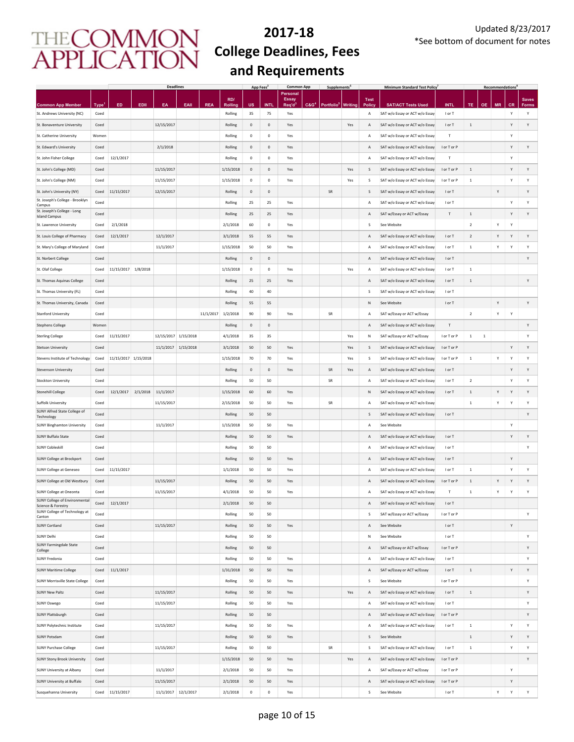# 2017-18 College Deadlines, Fees and Requirements

Updated 8/23/2017
*See bottom of document for notes

| | | Deadlines | | | | | | | App Fees[2] | | Common App | | Supplements[6] | | | Minimum Standard Test Policy[7] | | Recommendations[8] | | | | |
|---|---|---|---|---|---|---|---|---|---|---|---|---|---|---|---|---|---|---|---|---|---|---|
| Common App Member | Type[1] | ED | EDII | EA | EAII | REA | RD/ Rolling | US | INTL | Personal Essay Req'd[3] | C&G[4] | Portfolio[5] | Writing | Test Policy | SAT/ACT Tests Used | INTL | TE | OE | MR | CR | Saves Forms |
| St. Andrews University (NC) | Coed | | | | | | Rolling | 35 | 75 | Yes | | | | A | SAT w/o Essay or ACT w/o Essay | I or T | | | | Y | Y |
| St. Bonaventure University | Coed | | | 12/15/2017 | | | Rolling | 0 | 0 | Yes | | | Yes | A | SAT w/o Essay or ACT w/o Essay | I or T | 1 | | | Y | Y |
| St. Catherine University | Women | | | | | | Rolling | 0 | 0 | Yes | | | | A | SAT w/o Essay or ACT w/o Essay | T | | | | Y | |
| St. Edward's University | Coed | | | 2/1/2018 | | | Rolling | 0 | 0 | Yes | | | | A | SAT w/o Essay or ACT w/o Essay | I or T or P | | | | Y | Y |
| St. John Fisher College | Coed | 12/1/2017 | | | | | Rolling | 0 | 0 | Yes | | | | A | SAT w/o Essay or ACT w/o Essay | T | | | | Y | |
| St. John's College (MD) | Coed | | | 11/15/2017 | | | 1/15/2018 | 0 | 0 | Yes | | | Yes | S | SAT w/o Essay or ACT w/o Essay | I or T or P | 1 | | | Y | Y |
| St. John's College (NM) | Coed | | | 11/15/2017 | | | 1/15/2018 | 0 | 0 | Yes | | | Yes | S | SAT w/o Essay or ACT w/o Essay | I or T or P | 1 | | | Y | Y |
| St. John's University (NY) | Coed | 11/15/2017 | | 12/15/2017 | | | Rolling | 0 | 0 | | | SR | | S | SAT w/o Essay or ACT w/o Essay | I or T | | | Y | | Y |
| St. Joseph's College - Brooklyn Campus | Coed | | | | | | Rolling | 25 | 25 | Yes | | | | A | SAT w/o Essay or ACT w/o Essay | I or T | | | | Y | Y |
| St. Joseph's College - Long Island Campus | Coed | | | | | | Rolling | 25 | 25 | Yes | | | | A | SAT w/Essay or ACT w/Essay | T | 1 | | | Y | Y |
| St. Lawrence University | Coed | 2/1/2018 | | | | | 2/1/2018 | 60 | 0 | Yes | | | | S | See Website | | 2 | | Y | Y | |
| St. Louis College of Pharmacy | Coed | 12/1/2017 | | 12/1/2017 | | | 3/1/2018 | 55 | 55 | Yes | | | | A | SAT w/o Essay or ACT w/o Essay | I or T | 2 | | Y | Y | Y |
| St. Mary's College of Maryland | Coed | | | 11/1/2017 | | | 1/15/2018 | 50 | 50 | Yes | | | | A | SAT w/o Essay or ACT w/o Essay | I or T | 1 | | Y | Y | Y |
| St. Norbert College | Coed | | | | | | Rolling | 0 | 0 | | | | | A | SAT w/o Essay or ACT w/o Essay | I or T | | | | | Y |
| St. Olaf College | Coed | 11/15/2017 | 1/8/2018 | | | | 1/15/2018 | 0 | 0 | Yes | | | Yes | A | SAT w/o Essay or ACT w/o Essay | I or T | 1 | | | | |
| St. Thomas Aquinas College | Coed | | | | | | Rolling | 25 | 25 | Yes | | | | A | SAT w/o Essay or ACT w/o Essay | I or T | 1 | | | | Y |
| St. Thomas University (FL) | Coed | | | | | | Rolling | 40 | 40 | | | | | S | SAT w/o Essay or ACT w/o Essay | I or T | | | | | |
| St. Thomas University, Canada | Coed | | | | | | Rolling | 55 | 55 | | | | | N | See Website | I or T | | | Y | | Y |
| Stanford University | Coed | | | | | 11/1/2017 | 1/2/2018 | 90 | 90 | Yes | | SR | | A | SAT w/Essay or ACT w/Essay | | 2 | | Y | Y | |
| Stephens College | Women | | | | | | Rolling | 0 | 0 | | | | | A | SAT w/o Essay or ACT w/o Essay | T | | | | | Y |
| Sterling College | Coed | 11/15/2017 | | 12/15/2017 | 1/15/2018 | | 4/1/2018 | 35 | 35 | | | | Yes | N | SAT w/Essay or ACT w/Essay | I or T or P | 1 | 1 | | | Y |
| Stetson University | Coed | | | 11/1/2017 | 1/15/2018 | | 3/1/2018 | 50 | 50 | Yes | | | Yes | S | SAT w/o Essay or ACT w/o Essay | I or T or P | | | | Y | Y |
| Stevens Institute of Technology | Coed | 11/15/2017 | 1/15/2018 | | | | 1/15/2018 | 70 | 70 | Yes | | | Yes | S | SAT w/o Essay or ACT w/o Essay | I or T or P | 1 | | Y | Y | Y |
| Stevenson University | Coed | | | | | | Rolling | 0 | 0 | Yes | | SR | Yes | A | SAT w/o Essay or ACT w/o Essay | I or T | | | | Y | Y |
| Stockton University | Coed | | | | | | Rolling | 50 | 50 | | | SR | | A | SAT w/o Essay or ACT w/o Essay | I or T | 2 | | | Y | Y |
| Stonehill College | Coed | 12/1/2017 | 2/1/2018 | 11/1/2017 | | | 1/15/2018 | 60 | 60 | Yes | | | | N | SAT w/o Essay or ACT w/o Essay | I or T | 1 | | Y | Y | Y |
| Suffolk University | Coed | | | 11/15/2017 | | | 2/15/2018 | 50 | 50 | Yes | | SR | | A | SAT w/o Essay or ACT w/o Essay | | 1 | | Y | Y | Y |
| SUNY Alfred State College of Technology | Coed | | | | | | Rolling | 50 | 50 | | | | | S | SAT w/o Essay or ACT w/o Essay | I or T | | | | | Y |
| SUNY Binghamton University | Coed | | | 11/1/2017 | | | 1/15/2018 | 50 | 50 | Yes | | | | A | See Website | | | | | Y | |
| SUNY Buffalo State | Coed | | | | | | Rolling | 50 | 50 | Yes | | | | A | SAT w/o Essay or ACT w/o Essay | I or T | | | | Y | Y |
| SUNY Cobleskill | Coed | | | | | | Rolling | 50 | 50 | | | | | A | SAT w/o Essay or ACT w/o Essay | I or T | | | | | Y |
| SUNY College at Brockport | Coed | | | | | | Rolling | 50 | 50 | Yes | | | | A | SAT w/o Essay or ACT w/o Essay | I or T | | | | Y | |
| SUNY College at Geneseo | Coed | 11/15/2017 | | | | | 1/1/2018 | 50 | 50 | Yes | | | | A | SAT w/o Essay or ACT w/o Essay | I or T | 1 | | | Y | Y |
| SUNY College at Old Westbury | Coed | | | 11/15/2017 | | | Rolling | 50 | 50 | Yes | | | | A | SAT w/o Essay or ACT w/o Essay | I or T or P | 1 | | Y | Y | Y |
| SUNY College at Oneonta | Coed | | | 11/15/2017 | | | 4/1/2018 | 50 | 50 | Yes | | | | A | SAT w/o Essay or ACT w/o Essay | T | 1 | | Y | Y | Y |
| SUNY College of Environmental Science & Forestry | Coed | 12/1/2017 | | | | | 2/1/2018 | 50 | 50 | | | | | A | SAT w/o Essay or ACT w/o Essay | I or T | | | | | |
| SUNY College of Technology at Canton | Coed | | | | | | Rolling | 50 | 50 | | | | | S | SAT w/Essay or ACT w/Essay | I or T or P | | | | | Y |
| SUNY Cortland | Coed | | | 11/15/2017 | | | Rolling | 50 | 50 | Yes | | | | A | See Website | I or T | | | | Y | |
| SUNY Delhi | Coed | | | | | | Rolling | 50 | 50 | | | | | N | See Website | I or T | | | | | Y |
| SUNY Farmingdale State College | Coed | | | | | | Rolling | 50 | 50 | | | | | A | SAT w/Essay or ACT w/Essay | I or T or P | | | | | Y |
| SUNY Fredonia | Coed | | | | | | Rolling | 50 | 50 | Yes | | | | A | SAT w/o Essay or ACT w/o Essay | I or T | | | | | Y |
| SUNY Maritime College | Coed | 11/1/2017 | | | | | 1/31/2018 | 50 | 50 | Yes | | | | A | SAT w/Essay or ACT w/Essay | I or T | 1 | | | Y | Y |
| SUNY Morrisville State College | Coed | | | | | | Rolling | 50 | 50 | Yes | | | | S | See Website | I or T or P | | | | | Y |
| SUNY New Paltz | Coed | | | 11/15/2017 | | | Rolling | 50 | 50 | Yes | | | Yes | A | SAT w/o Essay or ACT w/o Essay | I or T | 1 | | | | Y |
| SUNY Oswego | Coed | | | 11/15/2017 | | | Rolling | 50 | 50 | Yes | | | | A | SAT w/o Essay or ACT w/o Essay | I or T | | | | | Y |
| SUNY Plattsburgh | Coed | | | | | | Rolling | 50 | 50 | | | | | A | SAT w/o Essay or ACT w/o Essay | I or T or P | | | | | Y |
| SUNY Polytechnic Institute | Coed | | | 11/15/2017 | | | Rolling | 50 | 50 | Yes | | | | A | SAT w/o Essay or ACT w/o Essay | I or T | 1 | | | Y | Y |
| SUNY Potsdam | Coed | | | | | | Rolling | 50 | 50 | Yes | | | | S | See Website | | 1 | | | Y | Y |
| SUNY Purchase College | Coed | | | 11/15/2017 | | | Rolling | 50 | 50 | | | SR | | S | SAT w/o Essay or ACT w/o Essay | I or T | 1 | | | Y | Y |
| SUNY Stony Brook University | Coed | | | | | | 1/15/2018 | 50 | 50 | Yes | | | Yes | A | SAT w/o Essay or ACT w/o Essay | I or T or P | | | | | Y |
| SUNY University at Albany | Coed | | | 11/1/2017 | | | 2/1/2018 | 50 | 50 | Yes | | | | A | SAT w/Essay or ACT w/Essay | I or T or P | | | | Y | |
| SUNY University at Buffalo | Coed | | | 11/15/2017 | | | 2/1/2018 | 50 | 50 | Yes | | | | A | SAT w/o Essay or ACT w/o Essay | I or T or P | | | | Y | |
| Susquehanna University | Coed | 11/15/2017 | | 11/1/2017 | 12/1/2017 | | 2/1/2018 | 0 | 0 | Yes | | | | S | See Website | I or T | | | Y | Y | Y |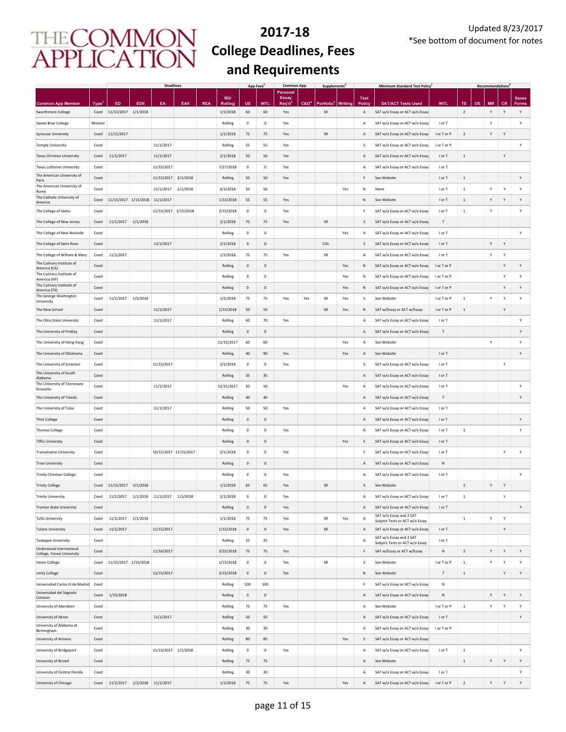# 2017-18 College Deadlines, Fees and Requirements

Updated 8/23/2017
*See bottom of document for notes

| | | Deadlines | | | | | | App Fees[2] | | Common App | | Supplements[6] | | | Minimum Standard Test Policy[7] | | Recommendations[8] | | | | |
|---|---|---|---|---|---|---|---|---|---|---|---|---|---|---|---|---|---|---|---|---|---|
| Common App Member | Type[1] | ED | EDII | EA | EAII | REA | RD/ Rolling | US | INTL | Personal Essay Req'd[3] | C&G[4] | Portfolio[5] | Writing | Test Policy | SAT/ACT Tests Used | INTL | TE | OE | MR | CR | Saves Forms |
| Swarthmore College | Coed | 11/15/2017 | 1/1/2018 | | | | 1/1/2018 | 60 | 60 | Yes | | SR | | A | SAT w/o Essay or ACT w/o Essay | | 2 | | Y | Y | Y |
| Sweet Briar College | Women | | | | | | Rolling | 0 | 0 | Yes | | | | A | SAT w/o Essay or ACT w/o Essay | I or T | | | Y | | Y |
| Syracuse University | Coed | 11/15/2017 | | | | | 1/1/2018 | 75 | 75 | Yes | | SR | | A | SAT w/o Essay or ACT w/o Essay | I or T or P | 2 | | Y | Y | |
| Temple University | Coed | | | 11/1/2017 | | | Rolling | 55 | 55 | Yes | | | | S | SAT w/o Essay or ACT w/o Essay | I or T or P | | | | | Y |
| Texas Christian University | Coed | 11/1/2017 | | 11/1/2017 | | | 2/1/2018 | 50 | 50 | Yes | | | | A | SAT w/o Essay or ACT w/o Essay | I or T | 1 | | | Y | |
| Texas Lutheran University | Coed | | | 11/15/2017 | | | 7/27/2018 | 0 | 0 | Yes | | | | A | SAT w/o Essay or ACT w/o Essay | I or T | | | | | |
| The American University of Paris | Coed | | | 11/15/2017 | 2/1/2018 | | Rolling | 50 | 50 | Yes | | | | F | See Website | I or T | 1 | | | | Y |
| The American University of Rome | Coed | | | 11/1/2017 | 2/1/2018 | | 6/1/2018 | 50 | 50 | | | | Yes | N | None | I or T | 1 | | Y | Y | Y |
| The Catholic University of America | Coed | 11/15/2017 | 1/15/2018 | 11/1/2017 | | | 1/15/2018 | 55 | 55 | Yes | | | | N | See Website | I or T | 1 | | Y | Y | Y |
| The College of Idaho | Coed | | | 11/15/2017 | 1/15/2018 | | 2/15/2018 | 0 | 0 | Yes | | | | F | SAT w/o Essay or ACT w/o Essay | I or T | 1 | | Y | | Y |
| The College of New Jersey | Coed | 11/1/2017 | 1/1/2018 | | | | 2/1/2018 | 75 | 75 | Yes | | SR | | S | SAT w/o Essay or ACT w/o Essay | T | | | | | |
| The College of New Rochelle | Coed | | | | | | Rolling | 0 | 0 | | | | Yes | A | SAT w/o Essay or ACT w/o Essay | I or T | | | | | Y |
| The College of Saint Rose | Coed | | | 12/1/2017 | | | 2/1/2018 | 0 | 0 | | | COL | | S | SAT w/o Essay or ACT w/o Essay | I or T | | | Y | Y | |
| The College of William & Mary | Coed | 11/1/2017 | | | | | 1/1/2018 | 75 | 75 | Yes | | SR | | A | SAT w/o Essay or ACT w/o Essay | I or T | | | Y | Y | |
| The Culinary Institute of America (CA) | Coed | | | | | | Rolling | 0 | 0 | | | | Yes | N | SAT w/o Essay or ACT w/o Essay | I or T or P | | | | Y | Y |
| The Culinary Institute of America (NY) | Coed | | | | | | Rolling | 0 | 0 | | | | Yes | N | SAT w/o Essay or ACT w/o Essay | I or T or P | | | | Y | Y |
| The Culinary Institute of America (TX) | Coed | | | | | | Rolling | 0 | 0 | | | | Yes | N | SAT w/o Essay or ACT w/o Essay | I or T or P | | | | Y | Y |
| The George Washington University | Coed | 11/1/2017 | 1/5/2018 | | | | 1/5/2018 | 75 | 75 | Yes | Yes | SR | Yes | S | See Website | I or T or P | 1 | | Y | Y | Y |
| The New School | Coed | | | 11/1/2017 | | | 1/15/2018 | 50 | 50 | | | SR | Yes | N | SAT w/Essay or ACT w/Essay | I or T or P | 1 | | | Y | |
| The Ohio State University | Coed | | | 11/1/2017 | | | Rolling | 60 | 70 | Yes | | | | A | SAT w/o Essay or ACT w/o Essay | I or T | | | | | Y |
| The University of Findlay | Coed | | | | | | Rolling | 0 | 0 | | | | | A | SAT w/o Essay or ACT w/o Essay | T | | | | | Y |
| The University of Hong Kong | Coed | | | | | | 11/15/2017 | 60 | 60 | | | | Yes | A | See Website | | | | Y | | Y |
| The University of Oklahoma | Coed | | | | | | Rolling | 40 | 90 | Yes | | | Yes | A | See Website | I or T | | | | | Y |
| The University of Scranton | Coed | | | 11/15/2017 | | | 3/1/2018 | 0 | 0 | Yes | | | | S | SAT w/o Essay or ACT w/o Essay | I or T | | | | Y | |
| The University of South Alabama | Coed | | | | | | Rolling | 35 | 35 | | | | | A | SAT w/o Essay or ACT w/o Essay | I or T | | | | | |
| The University of Tennessee Knoxville | Coed | | | 11/1/2017 | | | 12/15/2017 | 50 | 50 | | | | Yes | A | SAT w/o Essay or ACT w/o Essay | I or T | | | | | Y |
| The University of Toledo | Coed | | | | | | Rolling | 40 | 40 | | | | | A | SAT w/o Essay or ACT w/o Essay | T | | | | | Y |
| The University of Tulsa | Coed | | | 11/1/2017 | | | Rolling | 50 | 50 | Yes | | | | A | SAT w/o Essay or ACT w/o Essay | I or T | | | | | |
| Thiel College | Coed | | | | | | Rolling | 0 | 0 | | | | | A | SAT w/o Essay or ACT w/o Essay | I or T | | | | | Y |
| Thomas College | Coed | | | | | | Rolling | 0 | 0 | Yes | | | | N | SAT w/o Essay or ACT w/o Essay | I or T | 1 | | | | Y |
| Tiffin University | Coed | | | | | | Rolling | 0 | 0 | | | | Yes | S | SAT w/o Essay or ACT w/o Essay | I or T | | | | | |
| Transylvania University | Coed | | | 10/15/2017 | 11/15/2017 | | 2/1/2018 | 0 | 0 | Yes | | | | F | SAT w/o Essay or ACT w/o Essay | I or T | | | | Y | Y |
| Trine University | Coed | | | | | | Rolling | 0 | 0 | | | | | A | SAT w/o Essay or ACT w/o Essay | N | | | | | |
| Trinity Christian College | Coed | | | | | | Rolling | 0 | 0 | Yes | | | | A | SAT w/o Essay or ACT w/o Essay | I or T | | | | | Y |
| Trinity College | Coed | 11/15/2017 | 1/1/2018 | | | | 1/1/2018 | 65 | 65 | Yes | | SR | | S | See Website | | 2 | | Y | Y | |
| Trinity University | Coed | 11/1/2017 | 1/1/2018 | 11/1/2017 | 1/1/2018 | | 2/1/2018 | 0 | 0 | Yes | | | | A | SAT w/o Essay or ACT w/o Essay | I or T | 1 | | | Y | |
| Truman State University | Coed | | | | | | Rolling | 0 | 0 | Yes | | | | A | SAT w/o Essay or ACT w/o Essay | I or T | | | | | Y |
| Tufts University | Coed | 11/1/2017 | 1/1/2018 | | | | 1/1/2018 | 75 | 75 | Yes | | SR | Yes | A | SAT w/o Essay and 2 SAT Subject Tests or ACT w/o Essay | | 1 | | Y | Y | |
| Tulane University | Coed | 11/1/2017 | | 11/15/2017 | | | 1/15/2018 | 0 | 0 | Yes | | SR | | A | SAT w/o Essay or ACT w/o Essay | I or T | | | | Y | |
| Tuskegee University | Coed | | | | | | Rolling | 25 | 35 | | | | | A | SAT w/o Essay and 2 SAT Subject Tests or ACT w/o Essay | I or T | | | | | |
| Underwood International College, Yonsei University | Coed | | | 11/16/2017 | | | 3/22/2018 | 75 | 75 | Yes | | | | F | SAT w/Essay or ACT w/Essay | N | 2 | | Y | Y | Y |
| Union College | Coed | 11/15/2017 | 1/15/2018 | | | | 1/15/2018 | 0 | 0 | Yes | | SR | | S | See Website | I or T or P | 1 | | Y | Y | Y |
| Unity College | Coed | | | 12/15/2017 | | | 2/15/2018 | 0 | 0 | Yes | | | | N | See Website | T | 1 | | | Y | Y |
| Universidad Carlos III de Madrid | Coed | | | | | | Rolling | 100 | 100 | | | | | F | SAT w/o Essay or ACT w/o Essay | N | | | | | |
| Universidad del Sagrado Corazon | Coed | 1/15/2018 | | | | | Rolling | 0 | 0 | | | | | A | SAT w/o Essay or ACT w/o Essay | N | | | Y | Y | Y |
| University of Aberdeen | Coed | | | | | | Rolling | 75 | 75 | Yes | | | | A | See Website | I or T or P | 1 | | Y | Y | Y |
| University of Akron | Coed | | | 11/1/2017 | | | Rolling | 50 | 50 | | | | | A | SAT w/o Essay or ACT w/o Essay | I or T | | | | | Y |
| University of Alabama at Birmingham | Coed | | | | | | Rolling | 30 | 30 | | | | | A | SAT w/o Essay or ACT w/o Essay | I or T or P | | | | | |
| University of Arizona | Coed | | | | | | Rolling | 80 | 85 | | | | Yes | S | SAT w/o Essay or ACT w/o Essay | | | | | | |
| University of Bridgeport | Coed | | | 11/15/2017 | 1/1/2018 | | Rolling | 0 | 0 | Yes | | | | A | SAT w/o Essay or ACT w/o Essay | I or T | 1 | | | | Y |
| University of Bristol | Coed | | | | | | Rolling | 75 | 75 | | | | | A | See Website | | 1 | | Y | Y | Y |
| University of Central Florida | Coed | | | | | | Rolling | 30 | 30 | | | | | A | SAT w/o Essay or ACT w/o Essay | I or T | | | | | Y |
| University of Chicago | Coed | 11/1/2017 | 1/2/2018 | 11/1/2017 | | | 1/2/2018 | 75 | 75 | Yes | | | Yes | A | SAT w/o Essay or ACT w/o Essay | I or T or P | 2 | | Y | Y | Y |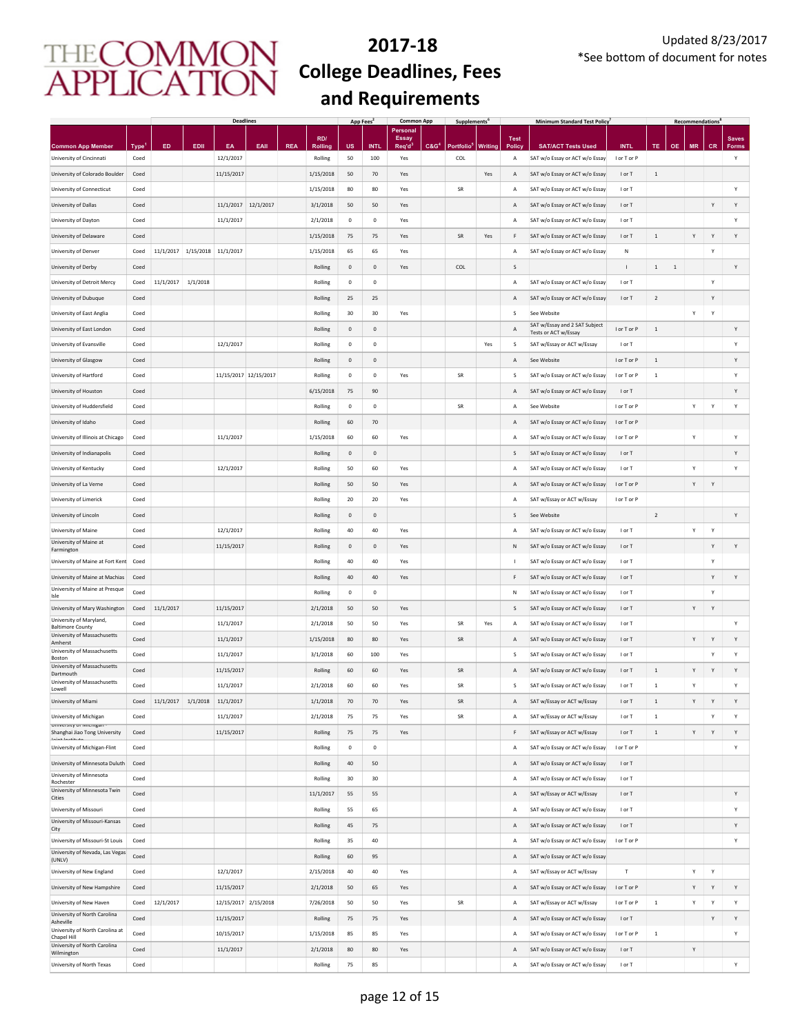# 2017-18 College Deadlines, Fees and Requirements

Updated 8/23/2017
*See bottom of document for notes

| | | Deadlines | | | | | | App Fees[2] | | Common App | | Supplements[6] | | | Minimum Standard Test Policy[7] | | Recommendations[8] | | | | |
|---|---|---|---|---|---|---|---|---|---|---|---|---|---|---|---|---|---|---|---|---|---|
| Common App Member | Type[1] | ED | EDII | EA | EAII | REA | RD/ Rolling | US | INTL | Personal Essay Req'd[3] | C&G[4] | Portfolio[5] | Writing | Test Policy | SAT/ACT Tests Used | INTL | TE | OE | MR | CR | Saves Forms |
| University of Cincinnati | Coed | | | 12/1/2017 | | | Rolling | 50 | 100 | Yes | | COL | | A | SAT w/o Essay or ACT w/o Essay | I or T or P | | | | | Y |
| University of Colorado Boulder | Coed | | | 11/15/2017 | | | 1/15/2018 | 50 | 70 | Yes | | | Yes | A | SAT w/o Essay or ACT w/o Essay | I or T | 1 | | | | |
| University of Connecticut | Coed | | | | | | 1/15/2018 | 80 | 80 | Yes | | SR | | A | SAT w/o Essay or ACT w/o Essay | I or T | | | | | Y |
| University of Dallas | Coed | | | 11/1/2017 | 12/1/2017 | | 3/1/2018 | 50 | 50 | Yes | | | | A | SAT w/o Essay or ACT w/o Essay | I or T | | | | Y | Y |
| University of Dayton | Coed | | | 11/1/2017 | | | 2/1/2018 | 0 | 0 | Yes | | | | A | SAT w/o Essay or ACT w/o Essay | I or T | | | | | Y |
| University of Delaware | Coed | | | | | | 1/15/2018 | 75 | 75 | Yes | | SR | Yes | F | SAT w/o Essay or ACT w/o Essay | I or T | 1 | | Y | Y | Y |
| University of Denver | Coed | 11/1/2017 | 1/15/2018 | 11/1/2017 | | | 1/15/2018 | 65 | 65 | Yes | | | | A | SAT w/o Essay or ACT w/o Essay | N | | | | Y | |
| University of Derby | Coed | | | | | | Rolling | 0 | 0 | Yes | | COL | | S | | I | 1 | 1 | | | Y |
| University of Detroit Mercy | Coed | 11/1/2017 | 1/1/2018 | | | | Rolling | 0 | 0 | | | | | A | SAT w/o Essay or ACT w/o Essay | I or T | | | | Y | |
| University of Dubuque | Coed | | | | | | Rolling | 25 | 25 | | | | | A | SAT w/o Essay or ACT w/o Essay | I or T | 2 | | | Y | |
| University of East Anglia | Coed | | | | | | Rolling | 30 | 30 | Yes | | | | S | See Website | | | | Y | Y | |
| University of East London | Coed | | | | | | Rolling | 0 | 0 | | | | | A | SAT w/Essay and 2 SAT Subject Tests or ACT w/Essay | I or T or P | 1 | | | | Y |
| University of Evansville | Coed | | | 12/1/2017 | | | Rolling | 0 | 0 | | | | Yes | S | SAT w/Essay or ACT w/Essay | I or T | | | | | Y |
| University of Glasgow | Coed | | | | | | Rolling | 0 | 0 | | | | | A | See Website | I or T or P | 1 | | | | Y |
| University of Hartford | Coed | | | 11/15/2017 | 12/15/2017 | | Rolling | 0 | 0 | Yes | | SR | | S | SAT w/o Essay or ACT w/o Essay | I or T or P | 1 | | | | Y |
| University of Houston | Coed | | | | | | 6/15/2018 | 75 | 90 | | | | | A | SAT w/o Essay or ACT w/o Essay | I or T | | | | | Y |
| University of Huddersfield | Coed | | | | | | Rolling | 0 | 0 | | | SR | | A | See Website | I or T or P | | | Y | Y | Y |
| University of Idaho | Coed | | | | | | Rolling | 60 | 70 | | | | | A | SAT w/o Essay or ACT w/o Essay | I or T or P | | | | | |
| University of Illinois at Chicago | Coed | | | 11/1/2017 | | | 1/15/2018 | 60 | 60 | Yes | | | | A | SAT w/o Essay or ACT w/o Essay | I or T or P | | | Y | | Y |
| University of Indianapolis | Coed | | | | | | Rolling | 0 | 0 | | | | | S | SAT w/o Essay or ACT w/o Essay | I or T | | | | | Y |
| University of Kentucky | Coed | | | 12/1/2017 | | | Rolling | 50 | 60 | Yes | | | | A | SAT w/o Essay or ACT w/o Essay | I or T | | | Y | | Y |
| University of La Verne | Coed | | | | | | Rolling | 50 | 50 | Yes | | | | A | SAT w/o Essay or ACT w/o Essay | I or T or P | | | Y | Y | |
| University of Limerick | Coed | | | | | | Rolling | 20 | 20 | Yes | | | | A | SAT w/Essay or ACT w/Essay | I or T or P | | | | | |
| University of Lincoln | Coed | | | | | | Rolling | 0 | 0 | | | | | S | See Website | | 2 | | | | Y |
| University of Maine | Coed | | | 12/1/2017 | | | Rolling | 40 | 40 | Yes | | | | A | SAT w/o Essay or ACT w/o Essay | I or T | | | Y | Y | |
| University of Maine at Farmington | Coed | | | 11/15/2017 | | | Rolling | 0 | 0 | Yes | | | | N | SAT w/o Essay or ACT w/o Essay | I or T | | | | Y | Y |
| University of Maine at Fort Kent | Coed | | | | | | Rolling | 40 | 40 | Yes | | | | I | SAT w/o Essay or ACT w/o Essay | I or T | | | | Y | |
| University of Maine at Machias | Coed | | | | | | Rolling | 40 | 40 | Yes | | | | F | SAT w/o Essay or ACT w/o Essay | I or T | | | | Y | Y |
| University of Maine at Presque Isle | Coed | | | | | | Rolling | 0 | 0 | | | | | N | SAT w/o Essay or ACT w/o Essay | I or T | | | | Y | |
| University of Mary Washington | Coed | 11/1/2017 | | 11/15/2017 | | | 2/1/2018 | 50 | 50 | Yes | | | | S | SAT w/o Essay or ACT w/o Essay | I or T | | | Y | Y | |
| University of Maryland, Baltimore County | Coed | | | 11/1/2017 | | | 2/1/2018 | 50 | 50 | Yes | | SR | Yes | A | SAT w/o Essay or ACT w/o Essay | I or T | | | | | Y |
| University of Massachusetts Amherst | Coed | | | 11/1/2017 | | | 1/15/2018 | 80 | 80 | Yes | | SR | | A | SAT w/o Essay or ACT w/o Essay | I or T | | | Y | Y | Y |
| University of Massachusetts Boston | Coed | | | 11/1/2017 | | | 3/1/2018 | 60 | 100 | Yes | | | | S | SAT w/o Essay or ACT w/o Essay | I or T | | | | Y | Y |
| University of Massachusetts Dartmouth | Coed | | | 11/15/2017 | | | Rolling | 60 | 60 | Yes | | SR | | A | SAT w/o Essay or ACT w/o Essay | I or T | 1 | | Y | Y | Y |
| University of Massachusetts Lowell | Coed | | | 11/1/2017 | | | 2/1/2018 | 60 | 60 | Yes | | SR | | S | SAT w/o Essay or ACT w/o Essay | I or T | 1 | | Y | | Y |
| University of Miami | Coed | 11/1/2017 | 1/1/2018 | 11/1/2017 | | | 1/1/2018 | 70 | 70 | Yes | | SR | | A | SAT w/Essay or ACT w/Essay | I or T | 1 | | Y | Y | Y |
| University of Michigan | Coed | | | 11/1/2017 | | | 2/1/2018 | 75 | 75 | Yes | | SR | | A | SAT w/Essay or ACT w/Essay | I or T | 1 | | | Y | Y |
| University of Michigan-Shanghai Jiao Tong University Joint Institute | Coed | | | 11/15/2017 | | | Rolling | 75 | 75 | Yes | | | | F | SAT w/Essay or ACT w/Essay | I or T | 1 | | Y | Y | Y |
| University of Michigan-Flint | Coed | | | | | | Rolling | 0 | 0 | | | | | A | SAT w/o Essay or ACT w/o Essay | I or T or P | | | | | Y |
| University of Minnesota Duluth | Coed | | | | | | Rolling | 40 | 50 | | | | | A | SAT w/o Essay or ACT w/o Essay | I or T | | | | | |
| University of Minnesota Rochester | Coed | | | | | | Rolling | 30 | 30 | | | | | A | SAT w/o Essay or ACT w/o Essay | I or T | | | | | |
| University of Minnesota Twin Cities | Coed | | | | | | 11/1/2017 | 55 | 55 | | | | | A | SAT w/Essay or ACT w/Essay | I or T | | | | | Y |
| University of Missouri | Coed | | | | | | Rolling | 55 | 65 | | | | | A | SAT w/o Essay or ACT w/o Essay | I or T | | | | | Y |
| University of Missouri-Kansas City | Coed | | | | | | Rolling | 45 | 75 | | | | | A | SAT w/o Essay or ACT w/o Essay | I or T | | | | | Y |
| University of Missouri-St Louis | Coed | | | | | | Rolling | 35 | 40 | | | | | A | SAT w/o Essay or ACT w/o Essay | I or T or P | | | | | Y |
| University of Nevada, Las Vegas (UNLV) | Coed | | | | | | Rolling | 60 | 95 | | | | | A | SAT w/o Essay or ACT w/o Essay | | | | | | |
| University of New England | Coed | | | 12/1/2017 | | | 2/15/2018 | 40 | 40 | Yes | | | | A | SAT w/Essay or ACT w/Essay | T | | | Y | Y | |
| University of New Hampshire | Coed | | | 11/15/2017 | | | 2/1/2018 | 50 | 65 | Yes | | | | A | SAT w/o Essay or ACT w/o Essay | I or T or P | | | Y | Y | Y |
| University of New Haven | Coed | 12/1/2017 | | 12/15/2017 | 2/15/2018 | | 7/26/2018 | 50 | 50 | Yes | | SR | | A | SAT w/Essay or ACT w/Essay | I or T or P | 1 | | Y | Y | Y |
| University of North Carolina Asheville | Coed | | | 11/15/2017 | | | Rolling | 75 | 75 | Yes | | | | A | SAT w/o Essay or ACT w/o Essay | I or T | | | | Y | Y |
| University of North Carolina at Chapel Hill | Coed | | | 10/15/2017 | | | 1/15/2018 | 85 | 85 | Yes | | | | A | SAT w/o Essay or ACT w/o Essay | I or T or P | 1 | | | | Y |
| University of North Carolina Wilmington | Coed | | | 11/1/2017 | | | 2/1/2018 | 80 | 80 | Yes | | | | A | SAT w/o Essay or ACT w/o Essay | I or T | | | Y | | |
| University of North Texas | Coed | | | | | | Rolling | 75 | 85 | | | | | A | SAT w/o Essay or ACT w/o Essay | I or T | | | | | Y |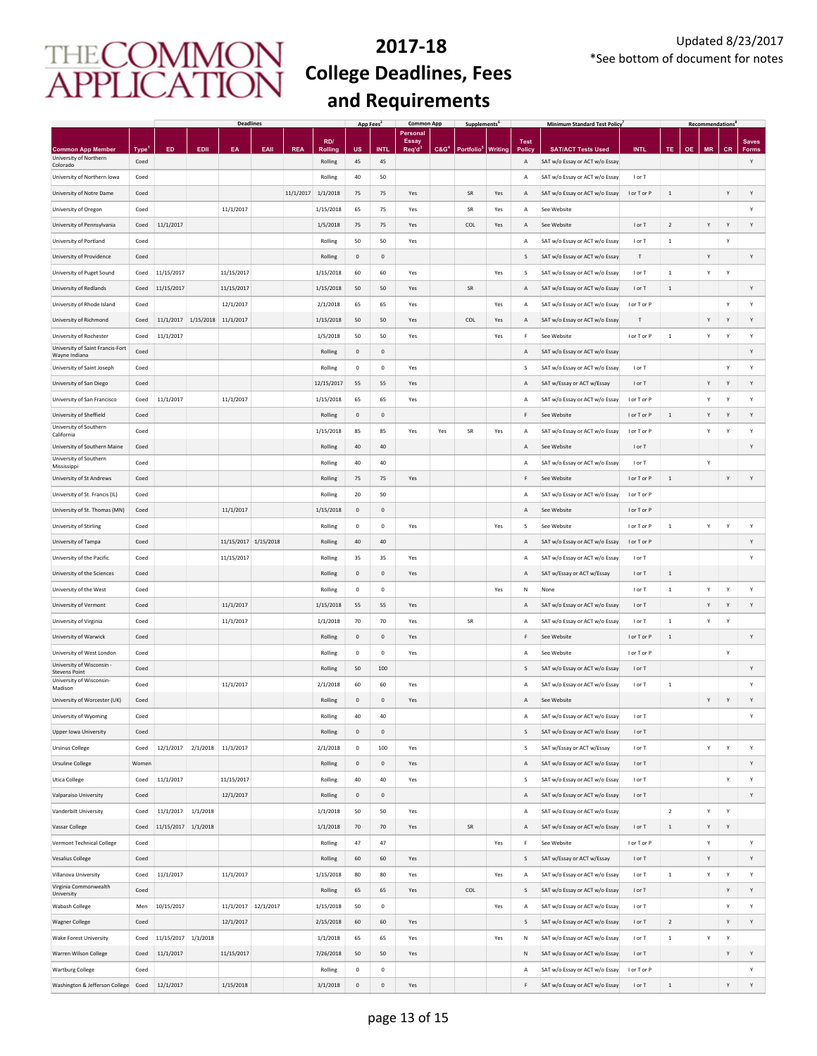# THE COMMON APPLICATION

# 2017-18 College Deadlines, Fees and Requirements

Updated 8/23/2017
*See bottom of document for notes

| | | Deadlines | | | | | | App Fees[2] | | Common App | | Supplements[6] | | Minimum Standard Test Policy[7] | | | Recommendations[8] | | | | |
|---|---|---|---|---|---|---|---|---|---|---|---|---|---|---|---|---|---|---|---|---|---|
| Common App Member | Type[1] | ED | EDII | EA | EAII | REA | RD/ Rolling | US | INTL | Personal Essay Req'd[3] | C&G[4] | Portfolio[5] | Writing | Test Policy | SAT/ACT Tests Used | INTL | TE | OE | MR | CR | Saves Forms |
| University of Northern Colorado | Coed | | | | | | Rolling | 45 | 45 | | | | | A | SAT w/o Essay or ACT w/o Essay | | | | | | Y |
| University of Northern Iowa | Coed | | | | | | Rolling | 40 | 50 | | | | | A | SAT w/o Essay or ACT w/o Essay | I or T | | | | | |
| University of Notre Dame | Coed | | | | | 11/1/2017 | 1/1/2018 | 75 | 75 | Yes | | SR | Yes | A | SAT w/o Essay or ACT w/o Essay | I or T or P | 1 | | | Y | Y |
| University of Oregon | Coed | | | 11/1/2017 | | | 1/15/2018 | 65 | 75 | Yes | | SR | Yes | A | See Website | | | | | | Y |
| University of Pennsylvania | Coed | 11/1/2017 | | | | | 1/5/2018 | 75 | 75 | Yes | | COL | Yes | A | See Website | I or T | 2 | | Y | Y | Y |
| University of Portland | Coed | | | | | | Rolling | 50 | 50 | Yes | | | | A | SAT w/o Essay or ACT w/o Essay | I or T | 1 | | | Y | |
| University of Providence | Coed | | | | | | Rolling | 0 | 0 | | | | | S | SAT w/o Essay or ACT w/o Essay | T | | | Y | | Y |
| University of Puget Sound | Coed | 11/15/2017 | | 11/15/2017 | | | 1/15/2018 | 60 | 60 | Yes | | | Yes | S | SAT w/o Essay or ACT w/o Essay | I or T | 1 | | Y | Y | |
| University of Redlands | Coed | 11/15/2017 | | 11/15/2017 | | | 1/15/2018 | 50 | 50 | Yes | | SR | | A | SAT w/o Essay or ACT w/o Essay | I or T | 1 | | | | Y |
| University of Rhode Island | Coed | | | 12/1/2017 | | | 2/1/2018 | 65 | 65 | Yes | | | Yes | A | SAT w/o Essay or ACT w/o Essay | I or T or P | | | | Y | Y |
| University of Richmond | Coed | 11/1/2017 | 1/15/2018 | 11/1/2017 | | | 1/15/2018 | 50 | 50 | Yes | | COL | Yes | A | SAT w/o Essay or ACT w/o Essay | T | | | Y | Y | Y |
| University of Rochester | Coed | 11/1/2017 | | | | | 1/5/2018 | 50 | 50 | Yes | | | Yes | F | See Website | I or T or P | 1 | | Y | Y | Y |
| University of Saint Francis-Fort Wayne Indiana | Coed | | | | | | Rolling | 0 | 0 | | | | | A | SAT w/o Essay or ACT w/o Essay | | | | | | Y |
| University of Saint Joseph | Coed | | | | | | Rolling | 0 | 0 | Yes | | | | S | SAT w/o Essay or ACT w/o Essay | I or T | | | | Y | Y |
| University of San Diego | Coed | | | | | | 12/15/2017 | 55 | 55 | Yes | | | | A | SAT w/Essay or ACT w/Essay | I or T | | | Y | Y | Y |
| University of San Francisco | Coed | 11/1/2017 | | 11/1/2017 | | | 1/15/2018 | 65 | 65 | Yes | | | | A | SAT w/o Essay or ACT w/o Essay | I or T or P | | | Y | Y | Y |
| University of Sheffield | Coed | | | | | | Rolling | 0 | 0 | | | | | F | See Website | I or T or P | 1 | | Y | Y | Y |
| University of Southern California | Coed | | | | | | 1/15/2018 | 85 | 85 | Yes | Yes | SR | Yes | A | SAT w/o Essay or ACT w/o Essay | I or T or P | | | Y | Y | Y |
| University of Southern Maine | Coed | | | | | | Rolling | 40 | 40 | | | | | A | See Website | I or T | | | | | Y |
| University of Southern Mississippi | Coed | | | | | | Rolling | 40 | 40 | | | | | A | SAT w/o Essay or ACT w/o Essay | I or T | | | Y | | |
| University of St Andrews | Coed | | | | | | Rolling | 75 | 75 | Yes | | | | F | See Website | I or T or P | 1 | | | Y | Y |
| University of St. Francis (IL) | Coed | | | | | | Rolling | 20 | 50 | | | | | A | SAT w/o Essay or ACT w/o Essay | I or T or P | | | | | |
| University of St. Thomas (MN) | Coed | | | 11/1/2017 | | | 1/15/2018 | 0 | 0 | | | | | A | See Website | I or T or P | | | | | |
| University of Stirling | Coed | | | | | | Rolling | 0 | 0 | Yes | | | Yes | S | See Website | I or T or P | 1 | | Y | Y | Y |
| University of Tampa | Coed | | | 11/15/2017 | 1/15/2018 | | Rolling | 40 | 40 | | | | | A | SAT w/o Essay or ACT w/o Essay | I or T or P | | | | | Y |
| University of the Pacific | Coed | | | 11/15/2017 | | | Rolling | 35 | 35 | Yes | | | | A | SAT w/o Essay or ACT w/o Essay | I or T | | | | | Y |
| University of the Sciences | Coed | | | | | | Rolling | 0 | 0 | Yes | | | | A | SAT w/Essay or ACT w/Essay | I or T | 1 | | | | |
| University of the West | Coed | | | | | | Rolling | 0 | 0 | | | | Yes | N | None | I or T | 1 | | Y | Y | Y |
| University of Vermont | Coed | | | 11/1/2017 | | | 1/15/2018 | 55 | 55 | Yes | | | | A | SAT w/o Essay or ACT w/o Essay | I or T | | | Y | Y | Y |
| University of Virginia | Coed | | | 11/1/2017 | | | 1/1/2018 | 70 | 70 | Yes | | SR | | A | SAT w/o Essay or ACT w/o Essay | I or T | 1 | | Y | Y | |
| University of Warwick | Coed | | | | | | Rolling | 0 | 0 | Yes | | | | F | See Website | I or T or P | 1 | | | | Y |
| University of West London | Coed | | | | | | Rolling | 0 | 0 | Yes | | | | A | See Website | I or T or P | | | | Y | |
| University of Wisconsin - Stevens Point | Coed | | | | | | Rolling | 50 | 100 | | | | | S | SAT w/o Essay or ACT w/o Essay | I or T | | | | | Y |
| University of Wisconsin-Madison | Coed | | | 11/1/2017 | | | 2/1/2018 | 60 | 60 | Yes | | | | A | SAT w/o Essay or ACT w/o Essay | I or T | 1 | | | | Y |
| University of Worcester (UK) | Coed | | | | | | Rolling | 0 | 0 | Yes | | | | A | See Website | | | | Y | Y | Y |
| University of Wyoming | Coed | | | | | | Rolling | 40 | 40 | | | | | A | SAT w/o Essay or ACT w/o Essay | I or T | | | | | Y |
| Upper Iowa University | Coed | | | | | | Rolling | 0 | 0 | | | | | S | SAT w/o Essay or ACT w/o Essay | I or T | | | | | |
| Ursinus College | Coed | 12/1/2017 | 2/1/2018 | 11/1/2017 | | | 2/1/2018 | 0 | 100 | Yes | | | | S | SAT w/Essay or ACT w/Essay | I or T | | | Y | Y | Y |
| Ursuline College | Women | | | | | | Rolling | 0 | 0 | Yes | | | | A | SAT w/o Essay or ACT w/o Essay | I or T | | | | | Y |
| Utica College | Coed | 11/1/2017 | | 11/15/2017 | | | Rolling | 40 | 40 | Yes | | | | S | SAT w/o Essay or ACT w/o Essay | I or T | | | | Y | Y |
| Valparaiso University | Coed | | | 12/1/2017 | | | Rolling | 0 | 0 | | | | | A | SAT w/o Essay or ACT w/o Essay | I or T | | | | | Y |
| Vanderbilt University | Coed | 11/1/2017 | 1/1/2018 | | | | 1/1/2018 | 50 | 50 | Yes | | | | A | SAT w/o Essay or ACT w/o Essay | | 2 | | Y | Y | |
| Vassar College | Coed | 11/15/2017 | 1/1/2018 | | | | 1/1/2018 | 70 | 70 | Yes | | SR | | A | SAT w/o Essay or ACT w/o Essay | I or T | 1 | | Y | Y | |
| Vermont Technical College | Coed | | | | | | Rolling | 47 | 47 | | | | Yes | F | See Website | I or T or P | | | Y | | Y |
| Vesalius College | Coed | | | | | | Rolling | 60 | 60 | Yes | | | | S | SAT w/Essay or ACT w/Essay | I or T | | | Y | | Y |
| Villanova University | Coed | 11/1/2017 | | 11/1/2017 | | | 1/15/2018 | 80 | 80 | Yes | | | Yes | A | SAT w/o Essay or ACT w/o Essay | I or T | 1 | | Y | Y | Y |
| Virginia Commonwealth University | Coed | | | | | | Rolling | 65 | 65 | Yes | | COL | | S | SAT w/o Essay or ACT w/o Essay | I or T | | | | Y | Y |
| Wabash College | Men | 10/15/2017 | | 11/1/2017 | 12/1/2017 | | 1/15/2018 | 50 | 0 | | | | Yes | A | SAT w/o Essay or ACT w/o Essay | I or T | | | | Y | Y |
| Wagner College | Coed | | | 12/1/2017 | | | 2/15/2018 | 60 | 60 | Yes | | | | S | SAT w/o Essay or ACT w/o Essay | I or T | 2 | | | Y | Y |
| Wake Forest University | Coed | 11/15/2017 | 1/1/2018 | | | | 1/1/2018 | 65 | 65 | Yes | | | Yes | N | SAT w/o Essay or ACT w/o Essay | I or T | 1 | | Y | Y | |
| Warren Wilson College | Coed | 11/1/2017 | | 11/15/2017 | | | 7/26/2018 | 50 | 50 | Yes | | | | N | SAT w/o Essay or ACT w/o Essay | I or T | | | | Y | Y |
| Wartburg College | Coed | | | | | | Rolling | 0 | 0 | | | | | A | SAT w/o Essay or ACT w/o Essay | I or T or P | | | | | Y |
| Washington & Jefferson College | Coed | 12/1/2017 | | 1/15/2018 | | | 3/1/2018 | 0 | 0 | Yes | | | | F | SAT w/o Essay or ACT w/o Essay | I or T | 1 | | | Y | Y |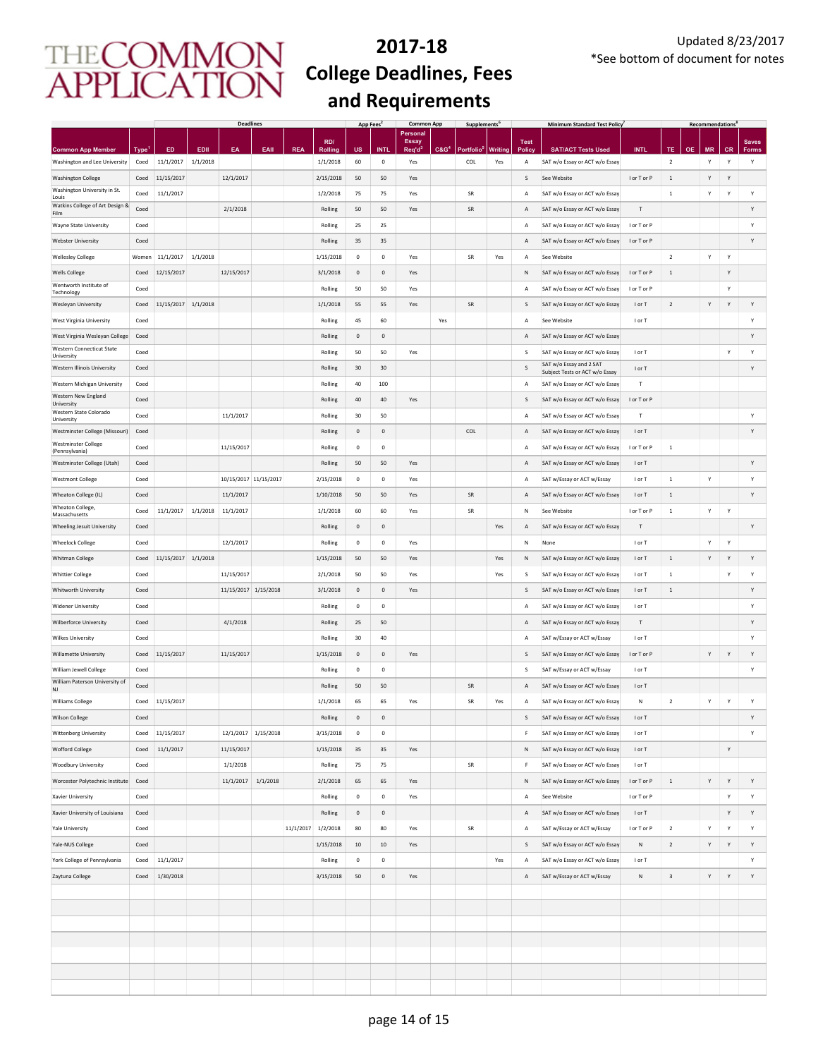# THE COMMON APPLICATION

## 2017-18 College Deadlines, Fees and Requirements

Updated 8/23/2017
*See bottom of document for notes

| | | Deadlines | | | | | | App Fees[2] | | Common App | | Supplements[6] | | Minimum Standard Test Policy[7] | | | Recommendations[8] | | | | |
|---|---|---|---|---|---|---|---|---|---|---|---|---|---|---|---|---|---|---|---|---|---|
| Common App Member | Type[1] | ED | EDII | EA | EAII | REA | RD/ Rolling | US | INTL | Personal Essay Req'd[3] | C&G[4] | Portfolio[5] | Writing | Test Policy | SAT/ACT Tests Used | INTL | TE | OE | MR | CR | Saves Forms |
| Washington and Lee University | Coed | 11/1/2017 | 1/1/2018 | | | | 1/1/2018 | 60 | 0 | Yes | | COL | Yes | A | SAT w/o Essay or ACT w/o Essay | | 2 | | Y | Y | Y |
| Washington College | Coed | 11/15/2017 | | 12/1/2017 | | | 2/15/2018 | 50 | 50 | Yes | | | | S | See Website | I or T or P | 1 | | Y | Y | |
| Washington University in St. Louis | Coed | 11/1/2017 | | | | | 1/2/2018 | 75 | 75 | Yes | | SR | | A | SAT w/o Essay or ACT w/o Essay | | 1 | | Y | Y | Y |
| Watkins College of Art Design & Film | Coed | | | 2/1/2018 | | | Rolling | 50 | 50 | Yes | | SR | | A | SAT w/o Essay or ACT w/o Essay | T | | | | | Y |
| Wayne State University | Coed | | | | | | Rolling | 25 | 25 | | | | | A | SAT w/o Essay or ACT w/o Essay | I or T or P | | | | | Y |
| Webster University | Coed | | | | | | Rolling | 35 | 35 | | | | | A | SAT w/o Essay or ACT w/o Essay | I or T or P | | | | | Y |
| Wellesley College | Women | 11/1/2017 | 1/1/2018 | | | | 1/15/2018 | 0 | 0 | Yes | | SR | Yes | A | See Website | | 2 | | Y | Y | |
| Wells College | Coed | 12/15/2017 | | 12/15/2017 | | | 3/1/2018 | 0 | 0 | Yes | | | | N | SAT w/o Essay or ACT w/o Essay | I or T or P | 1 | | | Y | |
| Wentworth Institute of Technology | Coed | | | | | | Rolling | 50 | 50 | Yes | | | | A | SAT w/o Essay or ACT w/o Essay | I or T or P | | | | Y | |
| Wesleyan University | Coed | 11/15/2017 | 1/1/2018 | | | | 1/1/2018 | 55 | 55 | Yes | | SR | | S | SAT w/o Essay or ACT w/o Essay | I or T | 2 | | Y | Y | Y |
| West Virginia University | Coed | | | | | | Rolling | 45 | 60 | | Yes | | | A | See Website | I or T | | | | | Y |
| West Virginia Wesleyan College | Coed | | | | | | Rolling | 0 | 0 | | | | | A | SAT w/o Essay or ACT w/o Essay | | | | | | Y |
| Western Connecticut State University | Coed | | | | | | Rolling | 50 | 50 | Yes | | | | S | SAT w/o Essay or ACT w/o Essay | I or T | | | | Y | Y |
| Western Illinois University | Coed | | | | | | Rolling | 30 | 30 | | | | | S | SAT w/o Essay and 2 SAT Subject Tests or ACT w/o Essay | I or T | | | | | Y |
| Western Michigan University | Coed | | | | | | Rolling | 40 | 100 | | | | | A | SAT w/o Essay or ACT w/o Essay | T | | | | | |
| Western New England University | Coed | | | | | | Rolling | 40 | 40 | Yes | | | | S | SAT w/o Essay or ACT w/o Essay | I or T or P | | | | | |
| Western State Colorado University | Coed | | | 11/1/2017 | | | Rolling | 30 | 50 | | | | | A | SAT w/o Essay or ACT w/o Essay | T | | | | | Y |
| Westminster College (Missouri) | Coed | | | | | | Rolling | 0 | 0 | | | COL | | A | SAT w/o Essay or ACT w/o Essay | I or T | | | | | Y |
| Westminster College (Pennsylvania) | Coed | | | 11/15/2017 | | | Rolling | 0 | 0 | | | | | A | SAT w/o Essay or ACT w/o Essay | I or T or P | 1 | | | | |
| Westminster College (Utah) | Coed | | | | | | Rolling | 50 | 50 | Yes | | | | A | SAT w/o Essay or ACT w/o Essay | I or T | | | | | Y |
| Westmont College | Coed | | | 10/15/2017 | 11/15/2017 | | 2/15/2018 | 0 | 0 | Yes | | | | A | SAT w/Essay or ACT w/Essay | I or T | 1 | | Y | | Y |
| Wheaton College (IL) | Coed | | | 11/1/2017 | | | 1/10/2018 | 50 | 50 | Yes | | SR | | A | SAT w/o Essay or ACT w/o Essay | I or T | 1 | | | | Y |
| Wheaton College, Massachusetts | Coed | 11/1/2017 | 1/1/2018 | 11/1/2017 | | | 1/1/2018 | 60 | 60 | Yes | | SR | | N | See Website | I or T or P | 1 | | Y | Y | |
| Wheeling Jesuit University | Coed | | | | | | Rolling | 0 | 0 | | | | Yes | A | SAT w/o Essay or ACT w/o Essay | T | | | | | Y |
| Wheelock College | Coed | | | 12/1/2017 | | | Rolling | 0 | 0 | Yes | | | | N | None | I or T | | | Y | Y | |
| Whitman College | Coed | 11/15/2017 | 1/1/2018 | | | | 1/15/2018 | 50 | 50 | Yes | | | Yes | N | SAT w/o Essay or ACT w/o Essay | I or T | 1 | | Y | Y | Y |
| Whittier College | Coed | | | 11/15/2017 | | | 2/1/2018 | 50 | 50 | Yes | | | Yes | S | SAT w/o Essay or ACT w/o Essay | I or T | 1 | | | Y | Y |
| Whitworth University | Coed | | | 11/15/2017 | 1/15/2018 | | 3/1/2018 | 0 | 0 | Yes | | | | S | SAT w/o Essay or ACT w/o Essay | I or T | 1 | | | | Y |
| Widener University | Coed | | | | | | Rolling | 0 | 0 | | | | | A | SAT w/o Essay or ACT w/o Essay | I or T | | | | | Y |
| Wilberforce University | Coed | | | 4/1/2018 | | | Rolling | 25 | 50 | | | | | A | SAT w/o Essay or ACT w/o Essay | T | | | | | Y |
| Wilkes University | Coed | | | | | | Rolling | 30 | 40 | | | | | A | SAT w/Essay or ACT w/Essay | I or T | | | | | Y |
| Willamette University | Coed | 11/15/2017 | | 11/15/2017 | | | 1/15/2018 | 0 | 0 | Yes | | | | S | SAT w/o Essay or ACT w/o Essay | I or T or P | | | Y | Y | Y |
| William Jewell College | Coed | | | | | | Rolling | 0 | 0 | | | | | S | SAT w/Essay or ACT w/Essay | I or T | | | | | Y |
| William Paterson University of NJ | Coed | | | | | | Rolling | 50 | 50 | | | SR | | A | SAT w/o Essay or ACT w/o Essay | I or T | | | | | |
| Williams College | Coed | 11/15/2017 | | | | | 1/1/2018 | 65 | 65 | Yes | | SR | Yes | A | SAT w/o Essay or ACT w/o Essay | N | 2 | | Y | Y | Y |
| Wilson College | Coed | | | | | | Rolling | 0 | 0 | | | | | S | SAT w/o Essay or ACT w/o Essay | I or T | | | | | Y |
| Wittenberg University | Coed | 11/15/2017 | | 12/1/2017 | 1/15/2018 | | 3/15/2018 | 0 | 0 | | | | | F | SAT w/o Essay or ACT w/o Essay | I or T | | | | | Y |
| Wofford College | Coed | 11/1/2017 | | 11/15/2017 | | | 1/15/2018 | 35 | 35 | Yes | | | | N | SAT w/o Essay or ACT w/o Essay | I or T | | | | Y | |
| Woodbury University | Coed | | | 1/1/2018 | | | Rolling | 75 | 75 | | | SR | | F | SAT w/o Essay or ACT w/o Essay | I or T | | | | | |
| Worcester Polytechnic Institute | Coed | | | 11/1/2017 | 1/1/2018 | | 2/1/2018 | 65 | 65 | Yes | | | | N | SAT w/o Essay or ACT w/o Essay | I or T or P | 1 | | Y | Y | Y |
| Xavier University | Coed | | | | | | Rolling | 0 | 0 | Yes | | | | A | See Website | I or T or P | | | | Y | Y |
| Xavier University of Louisiana | Coed | | | | | | Rolling | 0 | 0 | | | | | A | SAT w/o Essay or ACT w/o Essay | I or T | | | | Y | Y |
| Yale University | Coed | | | | | 11/1/2017 | 1/2/2018 | 80 | 80 | Yes | | SR | | A | SAT w/Essay or ACT w/Essay | I or T or P | 2 | | Y | Y | Y |
| Yale-NUS College | Coed | | | | | | 1/15/2018 | 10 | 10 | Yes | | | | S | SAT w/o Essay or ACT w/o Essay | N | 2 | | Y | Y | Y |
| York College of Pennsylvania | Coed | 11/1/2017 | | | | | Rolling | 0 | 0 | | | | Yes | A | SAT w/o Essay or ACT w/o Essay | I or T | | | | | Y |
| Zaytuna College | Coed | 1/30/2018 | | | | | 3/15/2018 | 50 | 0 | Yes | | | | A | SAT w/Essay or ACT w/Essay | N | 3 | | Y | Y | Y |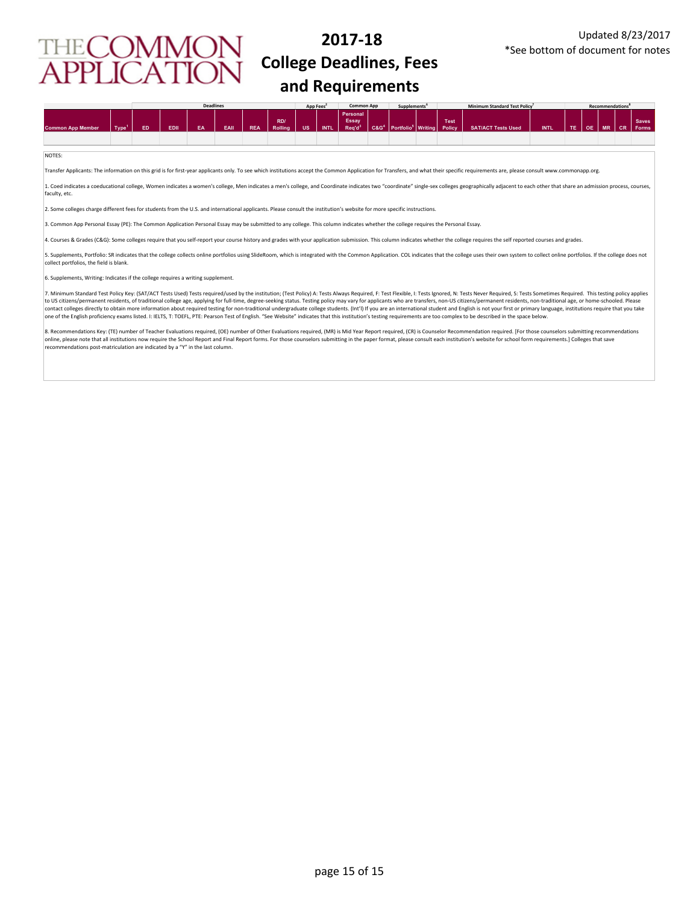# THE COMMON APPLICATION

## 2017-18 College Deadlines, Fees and Requirements

Updated 8/23/2017
*See bottom of document for notes

| | | Deadlines | | | | | | App Fees[2] | | Common App | | Supplements[6] | | Minimum Standard Test Policy[7] | | | Recommendations[8] | | | | |
|---|---|---|---|---|---|---|---|---|---|---|---|---|---|---|---|---|---|---|---|---|---|
| Common App Member | Type[1] | ED | EDII | EA | EAII | REA | RD/ Rolling | US | INTL | Personal Essay Req'd[3] | C&G[4] | Portfolio[5] | Writing | Test Policy | SAT/ACT Tests Used | INTL | TE | OE | MR | CR | Saves Forms |
| | | | | | | | | | | | | | | | | | | | | | |

NOTES:

Transfer Applicants: The information on this grid is for first-year applicants only. To see which institutions accept the Common Application for Transfers, and what their specific requirements are, please consult www.commonapp.org.

1. Coed indicates a coeducational college, Women indicates a women's college, Men indicates a men's college, and Coordinate indicates two "coordinate" single-sex colleges geographically adjacent to each other that share an admission process, courses, faculty, etc.

2. Some colleges charge different fees for students from the U.S. and international applicants. Please consult the institution's website for more specific instructions.

3. Common App Personal Essay (PE): The Common Application Personal Essay may be submitted to any college. This column indicates whether the college requires the Personal Essay.

4. Courses & Grades (C&G): Some colleges require that you self-report your course history and grades with your application submission. This column indicates whether the college requires the self reported courses and grades.

5. Supplements, Portfolio: SR indicates that the college collects online portfolios using SlideRoom, which is integrated with the Common Application. COL indicates that the college uses their own system to collect online portfolios. If the college does not collect portfolios, the field is blank.

6. Supplements, Writing: Indicates if the college requires a writing supplement.

7. Minimum Standard Test Policy Key: (SAT/ACT Tests Used) Tests required/used by the institution; (Test Policy) A: Tests Always Required, F: Test Flexible, I: Tests Ignored, N: Tests Never Required, S: Tests Sometimes Required. This testing policy applies to US citizens/permanent residents, of traditional college age, applying for full-time, degree-seeking status. Testing policy may vary for applicants who are transfers, non-US citizens/permanent residents, non-traditional age, or home-schooled. Please contact colleges directly to obtain more information about required testing for non-traditional undergraduate college students. (Int'l) If you are an international student and English is not your first or primary language, institutions require that you take one of the English proficiency exams listed. I: IELTS, T: TOEFL, PTE: Pearson Test of English. "See Website" indicates that this institution's testing requirements are too complex to be described in the space below.

8. Recommendations Key: (TE) number of Teacher Evaluations required, (OE) number of Other Evaluations required, (MR) is Mid Year Report required, (CR) is Counselor Recommendation required. [For those counselors submitting recommendations online, please note that all institutions now require the School Report and Final Report forms. For those counselors submitting in the paper format, please consult each institution's website for school form requirements.] Colleges that save recommendations post-matriculation are indicated by a "Y" in the last column.